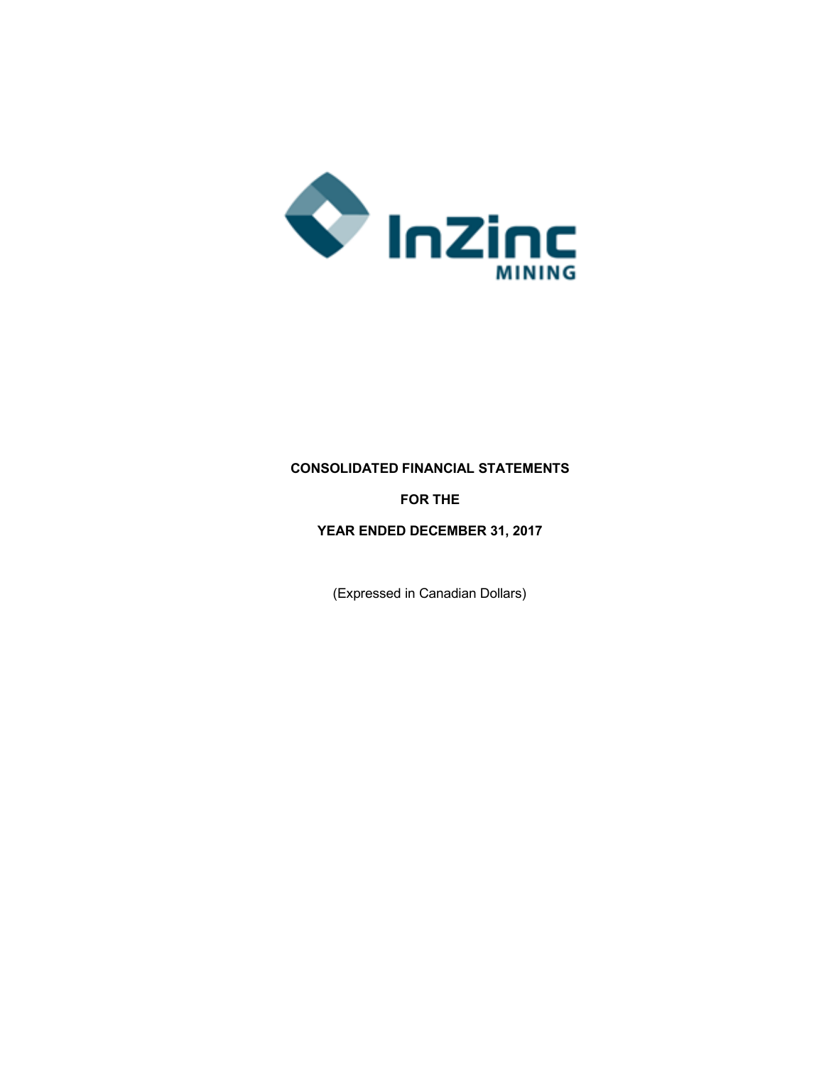InZinc MINING

**CONSOLIDATED FINANCIAL STATEMENTS**

**FOR THE**

**YEAR ENDED DECEMBER 31, 2017**

(Expressed in Canadian Dollars)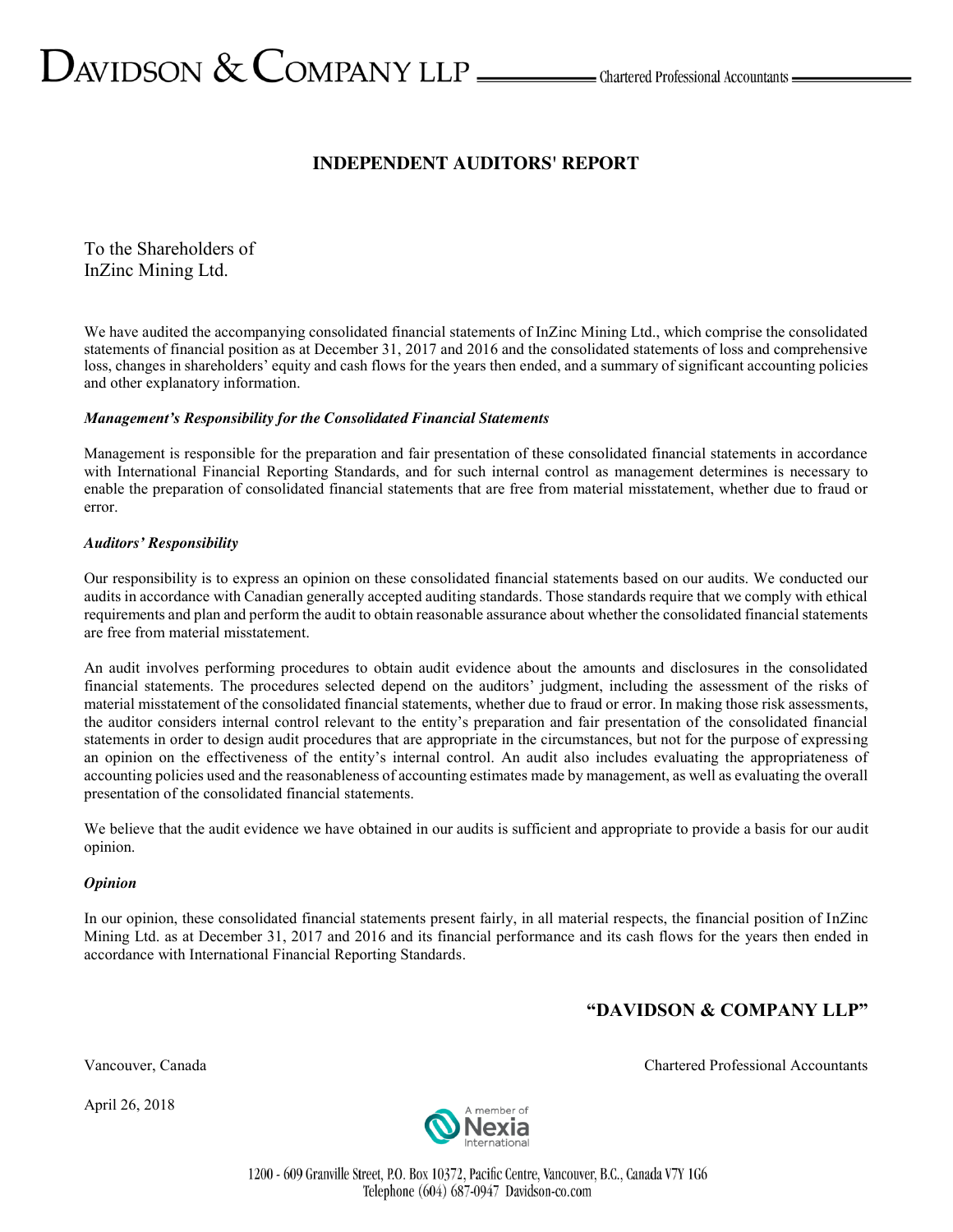# INDEPENDENT AUDITORS' REPORT

To the Shareholders of
InZinc Mining Ltd.

We have audited the accompanying consolidated financial statements of InZinc Mining Ltd., which comprise the consolidated statements of financial position as at December 31, 2017 and 2016 and the consolidated statements of loss and comprehensive loss, changes in shareholders' equity and cash flows for the years then ended, and a summary of significant accounting policies and other explanatory information.

***Management's Responsibility for the Consolidated Financial Statements***

Management is responsible for the preparation and fair presentation of these consolidated financial statements in accordance with International Financial Reporting Standards, and for such internal control as management determines is necessary to enable the preparation of consolidated financial statements that are free from material misstatement, whether due to fraud or error.

***Auditors' Responsibility***

Our responsibility is to express an opinion on these consolidated financial statements based on our audits. We conducted our audits in accordance with Canadian generally accepted auditing standards. Those standards require that we comply with ethical requirements and plan and perform the audit to obtain reasonable assurance about whether the consolidated financial statements are free from material misstatement.

An audit involves performing procedures to obtain audit evidence about the amounts and disclosures in the consolidated financial statements. The procedures selected depend on the auditors' judgment, including the assessment of the risks of material misstatement of the consolidated financial statements, whether due to fraud or error. In making those risk assessments, the auditor considers internal control relevant to the entity's preparation and fair presentation of the consolidated financial statements in order to design audit procedures that are appropriate in the circumstances, but not for the purpose of expressing an opinion on the effectiveness of the entity's internal control. An audit also includes evaluating the appropriateness of accounting policies used and the reasonableness of accounting estimates made by management, as well as evaluating the overall presentation of the consolidated financial statements.

We believe that the audit evidence we have obtained in our audits is sufficient and appropriate to provide a basis for our audit opinion.

***Opinion***

In our opinion, these consolidated financial statements present fairly, in all material respects, the financial position of InZinc Mining Ltd. as at December 31, 2017 and 2016 and its financial performance and its cash flows for the years then ended in accordance with International Financial Reporting Standards.

**"DAVIDSON & COMPANY LLP"**

Vancouver, Canada

Chartered Professional Accountants

April 26, 2018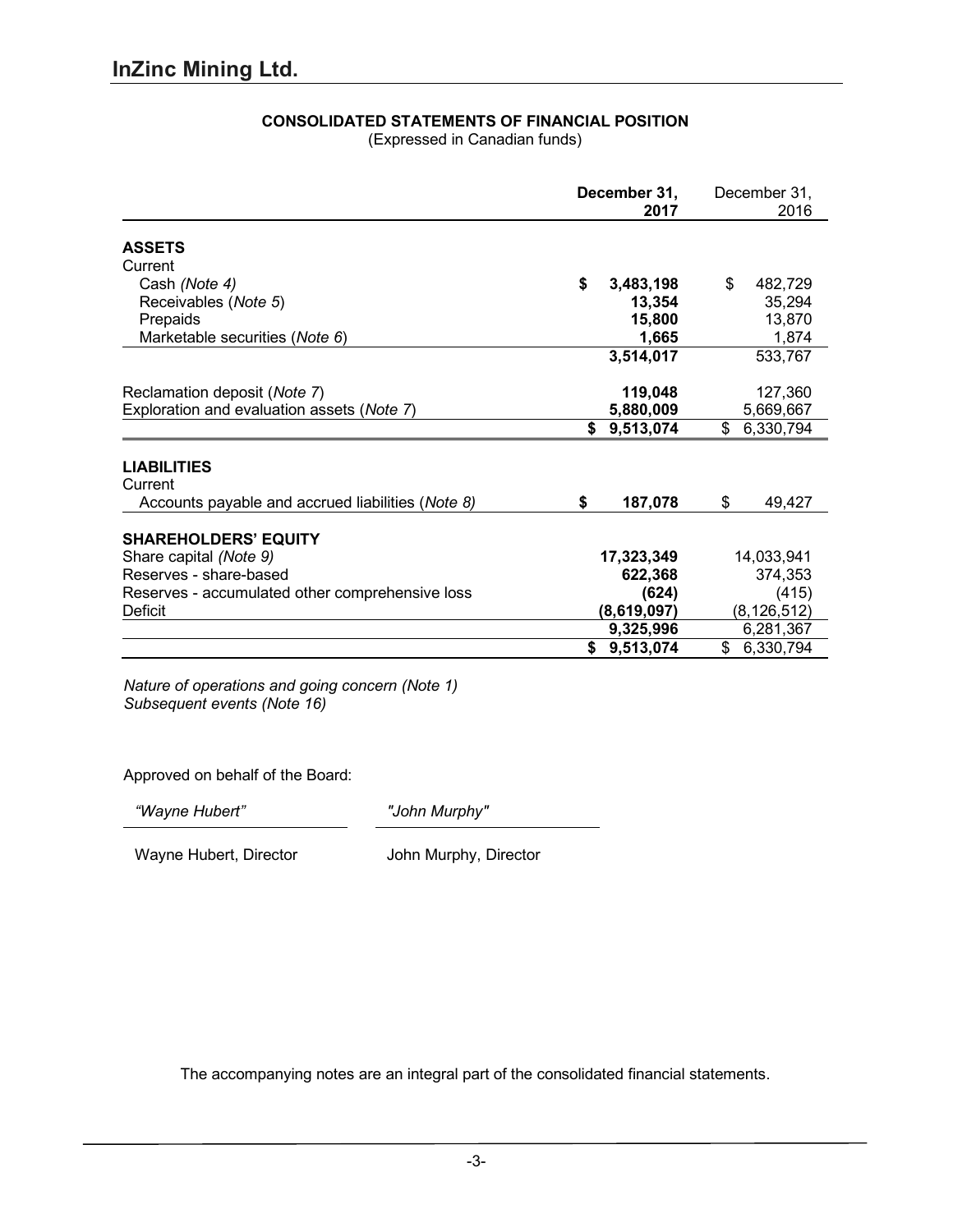# InZinc Mining Ltd.

## CONSOLIDATED STATEMENTS OF FINANCIAL POSITION

(Expressed in Canadian funds)

| | **December 31, 2017** | December 31, 2016 |
|---|---|---|
| **ASSETS** | | |
| Current | | |
| Cash *(Note 4)* | **$ 3,483,198** | $ 482,729 |
| Receivables (*Note 5*) | **13,354** | 35,294 |
| Prepaids | **15,800** | 13,870 |
| Marketable securities (*Note 6*) | **1,665** | 1,874 |
| | **3,514,017** | 533,767 |
| Reclamation deposit (*Note 7*) | **119,048** | 127,360 |
| Exploration and evaluation assets (*Note 7*) | **5,880,009** | 5,669,667 |
| | **$ 9,513,074** | $ 6,330,794 |
| **LIABILITIES** | | |
| Current | | |
| Accounts payable and accrued liabilities (*Note 8*) | **$ 187,078** | $ 49,427 |
| **SHAREHOLDERS' EQUITY** | | |
| Share capital *(Note 9)* | **17,323,349** | 14,033,941 |
| Reserves - share-based | **622,368** | 374,353 |
| Reserves - accumulated other comprehensive loss | **(624)** | (415) |
| Deficit | **(8,619,097)** | (8,126,512) |
| | **9,325,996** | 6,281,367 |
| | **$ 9,513,074** | $ 6,330,794 |

*Nature of operations and going concern (Note 1)*
*Subsequent events (Note 16)*

Approved on behalf of the Board:

*"Wayne Hubert"* — Wayne Hubert, Director

*"John Murphy"* — John Murphy, Director

The accompanying notes are an integral part of the consolidated financial statements.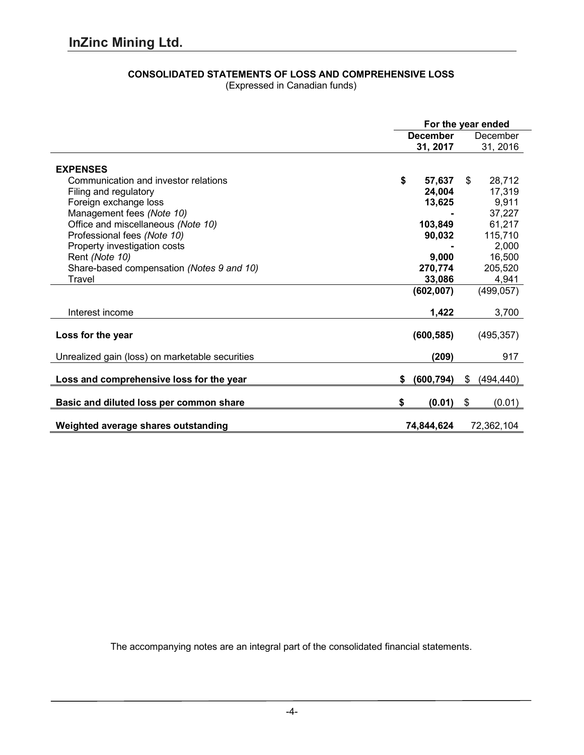# InZinc Mining Ltd.

**CONSOLIDATED STATEMENTS OF LOSS AND COMPREHENSIVE LOSS**
(Expressed in Canadian funds)

| | For the year ended | |
|---|---|---|
| | **December 31, 2017** | December 31, 2016 |
| **EXPENSES** | | |
| Communication and investor relations | **$ 57,637** | $ 28,712 |
| Filing and regulatory | **24,004** | 17,319 |
| Foreign exchange loss | **13,625** | 9,911 |
| Management fees *(Note 10)* | **-** | 37,227 |
| Office and miscellaneous *(Note 10)* | **103,849** | 61,217 |
| Professional fees *(Note 10)* | **90,032** | 115,710 |
| Property investigation costs | **-** | 2,000 |
| Rent *(Note 10)* | **9,000** | 16,500 |
| Share-based compensation *(Notes 9 and 10)* | **270,774** | 205,520 |
| Travel | **33,086** | 4,941 |
| | **(602,007)** | (499,057) |
| Interest income | **1,422** | 3,700 |
| **Loss for the year** | **(600,585)** | (495,357) |
| Unrealized gain (loss) on marketable securities | **(209)** | 917 |
| **Loss and comprehensive loss for the year** | **$ (600,794)** | $ (494,440) |
| **Basic and diluted loss per common share** | **$ (0.01)** | $ (0.01) |
| **Weighted average shares outstanding** | **74,844,624** | 72,362,104 |

The accompanying notes are an integral part of the consolidated financial statements.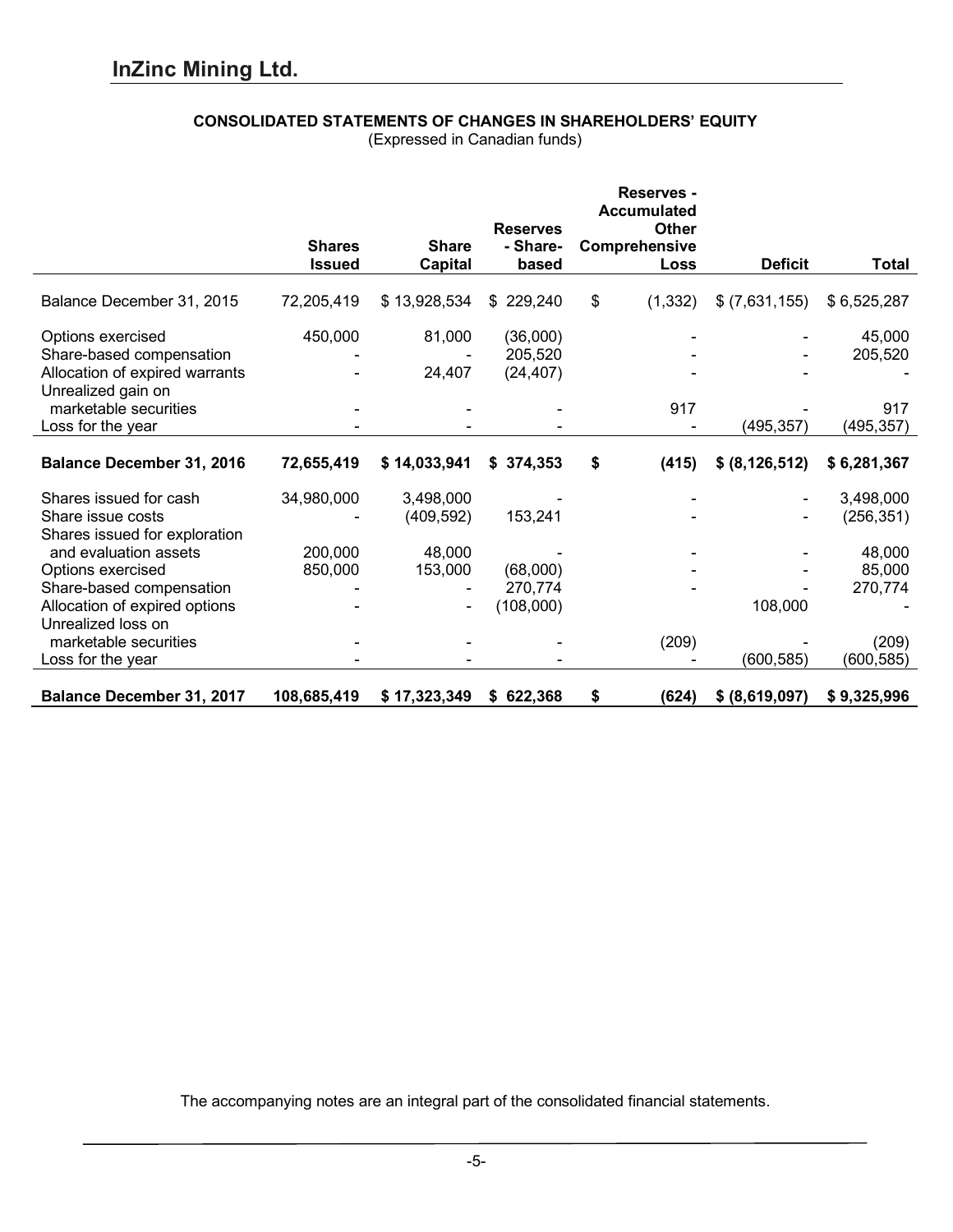# InZinc Mining Ltd.

## CONSOLIDATED STATEMENTS OF CHANGES IN SHAREHOLDERS' EQUITY

(Expressed in Canadian funds)

| | Shares Issued | Share Capital | Reserves - Share-based | Reserves - Accumulated Other Comprehensive Loss | Deficit | Total |
|---|---|---|---|---|---|---|
| Balance December 31, 2015 | 72,205,419 | $ 13,928,534 | $ 229,240 | $ (1,332) | $ (7,631,155) | $ 6,525,287 |
| Options exercised | 450,000 | 81,000 | (36,000) | - | - | 45,000 |
| Share-based compensation | - | - | 205,520 | - | - | 205,520 |
| Allocation of expired warrants | - | 24,407 | (24,407) | - | - | - |
| Unrealized gain on marketable securities | - | - | - | 917 | - | 917 |
| Loss for the year | - | - | - | - | (495,357) | (495,357) |
| **Balance December 31, 2016** | **72,655,419** | **$ 14,033,941** | **$ 374,353** | **$ (415)** | **$ (8,126,512)** | **$ 6,281,367** |
| Shares issued for cash | 34,980,000 | 3,498,000 | - | - | - | 3,498,000 |
| Share issue costs | - | (409,592) | 153,241 | - | - | (256,351) |
| Shares issued for exploration and evaluation assets | 200,000 | 48,000 | - | - | - | 48,000 |
| Options exercised | 850,000 | 153,000 | (68,000) | - | - | 85,000 |
| Share-based compensation | - | - | 270,774 | - | - | 270,774 |
| Allocation of expired options | - | - | (108,000) | | 108,000 | - |
| Unrealized loss on marketable securities | - | - | - | (209) | - | (209) |
| Loss for the year | - | - | - | - | (600,585) | (600,585) |
| **Balance December 31, 2017** | **108,685,419** | **$ 17,323,349** | **$ 622,368** | **$ (624)** | **$ (8,619,097)** | **$ 9,325,996** |

The accompanying notes are an integral part of the consolidated financial statements.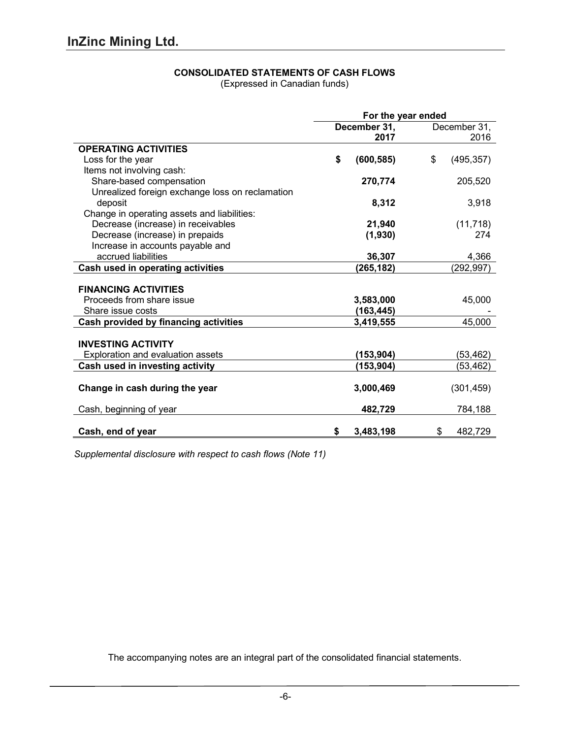## InZinc Mining Ltd.

**CONSOLIDATED STATEMENTS OF CASH FLOWS**
(Expressed in Canadian funds)

| | For the year ended | |
|---|---|---|
| | **December 31, 2017** | December 31, 2016 |
| **OPERATING ACTIVITIES** | | |
| Loss for the year | **$ (600,585)** | $ (495,357) |
| Items not involving cash: | | |
| Share-based compensation | **270,774** | 205,520 |
| Unrealized foreign exchange loss on reclamation deposit | **8,312** | 3,918 |
| Change in operating assets and liabilities: | | |
| Decrease (increase) in receivables | **21,940** | (11,718) |
| Decrease (increase) in prepaids | **(1,930)** | 274 |
| Increase in accounts payable and accrued liabilities | **36,307** | 4,366 |
| **Cash used in operating activities** | **(265,182)** | (292,997) |
| | | |
| **FINANCING ACTIVITIES** | | |
| Proceeds from share issue | **3,583,000** | 45,000 |
| Share issue costs | **(163,445)** | - |
| **Cash provided by financing activities** | **3,419,555** | 45,000 |
| | | |
| **INVESTING ACTIVITY** | | |
| Exploration and evaluation assets | **(153,904)** | (53,462) |
| **Cash used in investing activity** | **(153,904)** | (53,462) |
| | | |
| **Change in cash during the year** | **3,000,469** | (301,459) |
| | | |
| Cash, beginning of year | **482,729** | 784,188 |
| | | |
| **Cash, end of year** | **$ 3,483,198** | $ 482,729 |

*Supplemental disclosure with respect to cash flows (Note 11)*

The accompanying notes are an integral part of the consolidated financial statements.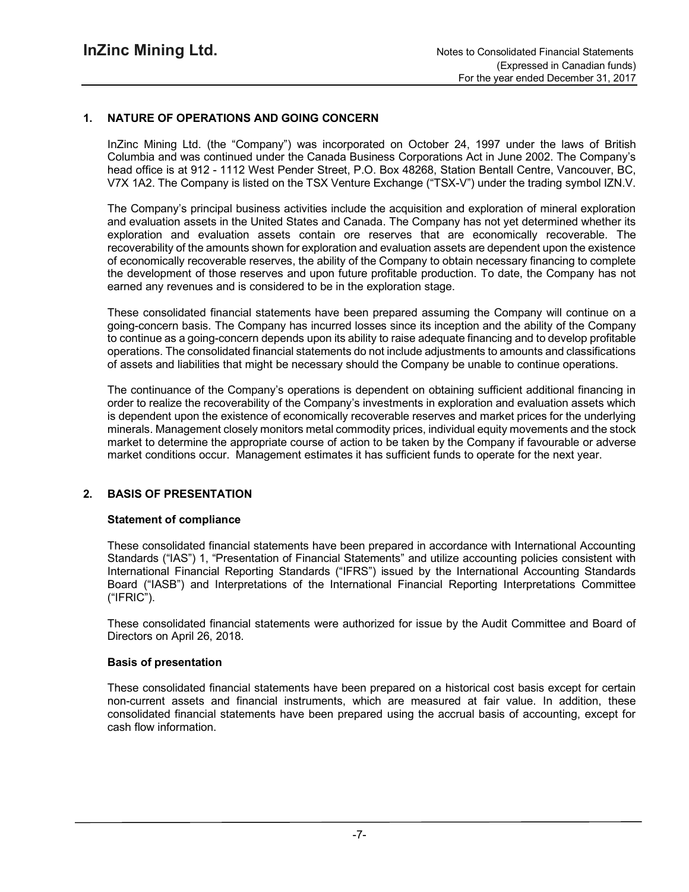## 1. NATURE OF OPERATIONS AND GOING CONCERN

InZinc Mining Ltd. (the "Company") was incorporated on October 24, 1997 under the laws of British Columbia and was continued under the Canada Business Corporations Act in June 2002. The Company's head office is at 912 - 1112 West Pender Street, P.O. Box 48268, Station Bentall Centre, Vancouver, BC, V7X 1A2. The Company is listed on the TSX Venture Exchange ("TSX-V") under the trading symbol IZN.V.

The Company's principal business activities include the acquisition and exploration of mineral exploration and evaluation assets in the United States and Canada. The Company has not yet determined whether its exploration and evaluation assets contain ore reserves that are economically recoverable. The recoverability of the amounts shown for exploration and evaluation assets are dependent upon the existence of economically recoverable reserves, the ability of the Company to obtain necessary financing to complete the development of those reserves and upon future profitable production. To date, the Company has not earned any revenues and is considered to be in the exploration stage.

These consolidated financial statements have been prepared assuming the Company will continue on a going-concern basis. The Company has incurred losses since its inception and the ability of the Company to continue as a going-concern depends upon its ability to raise adequate financing and to develop profitable operations. The consolidated financial statements do not include adjustments to amounts and classifications of assets and liabilities that might be necessary should the Company be unable to continue operations.

The continuance of the Company's operations is dependent on obtaining sufficient additional financing in order to realize the recoverability of the Company's investments in exploration and evaluation assets which is dependent upon the existence of economically recoverable reserves and market prices for the underlying minerals. Management closely monitors metal commodity prices, individual equity movements and the stock market to determine the appropriate course of action to be taken by the Company if favourable or adverse market conditions occur. Management estimates it has sufficient funds to operate for the next year.

## 2. BASIS OF PRESENTATION

### Statement of compliance

These consolidated financial statements have been prepared in accordance with International Accounting Standards ("IAS") 1, "Presentation of Financial Statements" and utilize accounting policies consistent with International Financial Reporting Standards ("IFRS") issued by the International Accounting Standards Board ("IASB") and Interpretations of the International Financial Reporting Interpretations Committee ("IFRIC").

These consolidated financial statements were authorized for issue by the Audit Committee and Board of Directors on April 26, 2018.

### Basis of presentation

These consolidated financial statements have been prepared on a historical cost basis except for certain non-current assets and financial instruments, which are measured at fair value. In addition, these consolidated financial statements have been prepared using the accrual basis of accounting, except for cash flow information.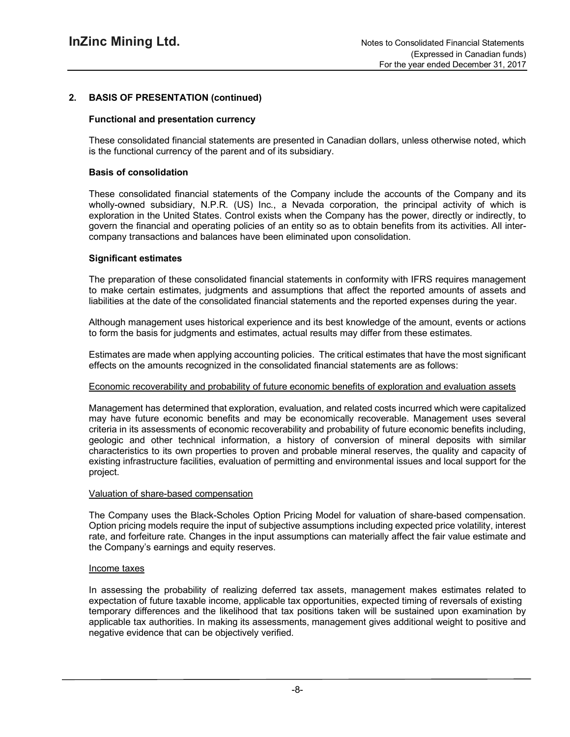## 2. BASIS OF PRESENTATION (continued)

### Functional and presentation currency

These consolidated financial statements are presented in Canadian dollars, unless otherwise noted, which is the functional currency of the parent and of its subsidiary.

### Basis of consolidation

These consolidated financial statements of the Company include the accounts of the Company and its wholly-owned subsidiary, N.P.R. (US) Inc., a Nevada corporation, the principal activity of which is exploration in the United States. Control exists when the Company has the power, directly or indirectly, to govern the financial and operating policies of an entity so as to obtain benefits from its activities. All inter-company transactions and balances have been eliminated upon consolidation.

### Significant estimates

The preparation of these consolidated financial statements in conformity with IFRS requires management to make certain estimates, judgments and assumptions that affect the reported amounts of assets and liabilities at the date of the consolidated financial statements and the reported expenses during the year.

Although management uses historical experience and its best knowledge of the amount, events or actions to form the basis for judgments and estimates, actual results may differ from these estimates.

Estimates are made when applying accounting policies. The critical estimates that have the most significant effects on the amounts recognized in the consolidated financial statements are as follows:

#### Economic recoverability and probability of future economic benefits of exploration and evaluation assets

Management has determined that exploration, evaluation, and related costs incurred which were capitalized may have future economic benefits and may be economically recoverable. Management uses several criteria in its assessments of economic recoverability and probability of future economic benefits including, geologic and other technical information, a history of conversion of mineral deposits with similar characteristics to its own properties to proven and probable mineral reserves, the quality and capacity of existing infrastructure facilities, evaluation of permitting and environmental issues and local support for the project.

#### Valuation of share-based compensation

The Company uses the Black-Scholes Option Pricing Model for valuation of share-based compensation. Option pricing models require the input of subjective assumptions including expected price volatility, interest rate, and forfeiture rate. Changes in the input assumptions can materially affect the fair value estimate and the Company's earnings and equity reserves.

#### Income taxes

In assessing the probability of realizing deferred tax assets, management makes estimates related to expectation of future taxable income, applicable tax opportunities, expected timing of reversals of existing temporary differences and the likelihood that tax positions taken will be sustained upon examination by applicable tax authorities. In making its assessments, management gives additional weight to positive and negative evidence that can be objectively verified.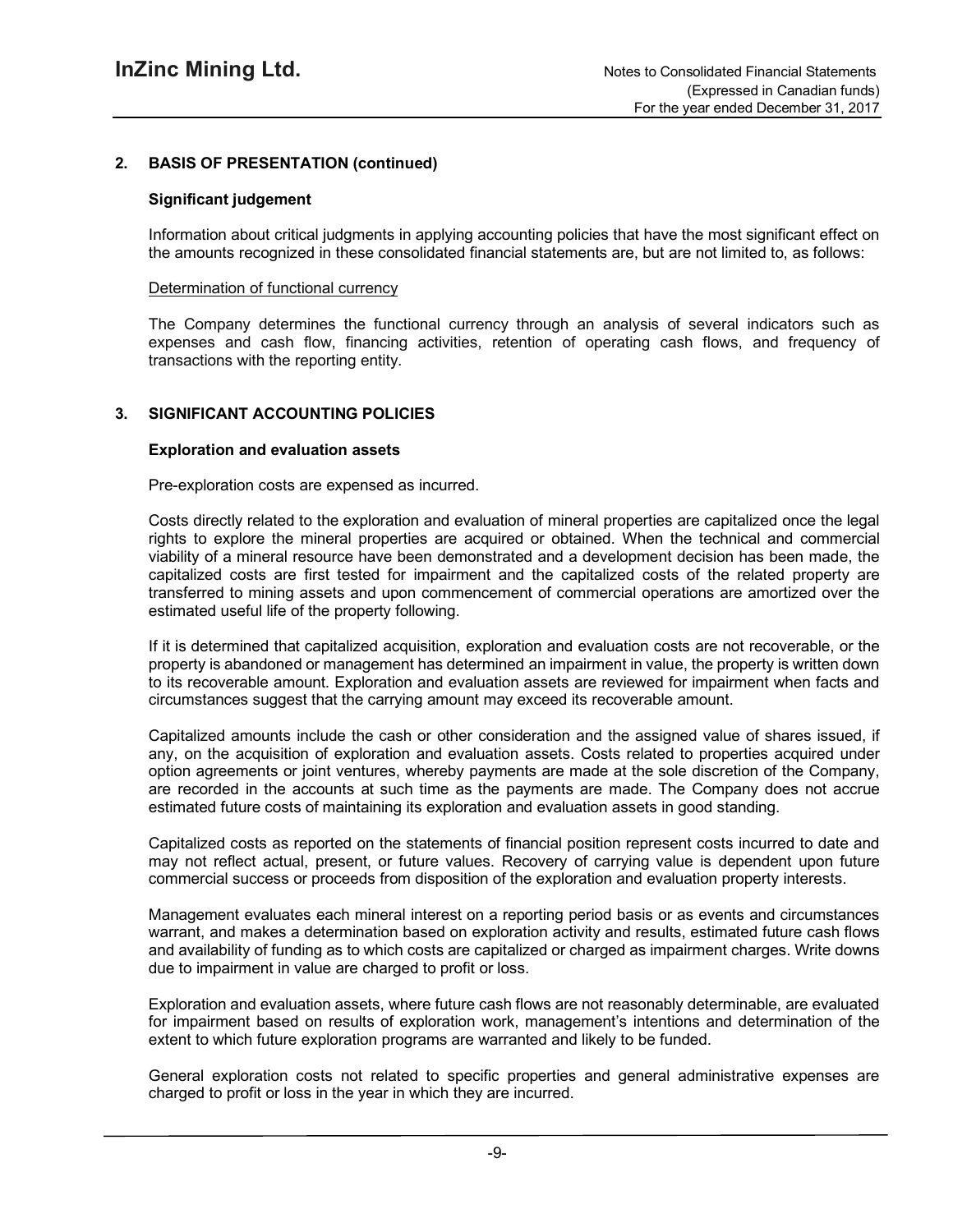## 2. BASIS OF PRESENTATION (continued)

### Significant judgement

Information about critical judgments in applying accounting policies that have the most significant effect on the amounts recognized in these consolidated financial statements are, but are not limited to, as follows:

Determination of functional currency

The Company determines the functional currency through an analysis of several indicators such as expenses and cash flow, financing activities, retention of operating cash flows, and frequency of transactions with the reporting entity.

## 3. SIGNIFICANT ACCOUNTING POLICIES

### Exploration and evaluation assets

Pre-exploration costs are expensed as incurred.

Costs directly related to the exploration and evaluation of mineral properties are capitalized once the legal rights to explore the mineral properties are acquired or obtained. When the technical and commercial viability of a mineral resource have been demonstrated and a development decision has been made, the capitalized costs are first tested for impairment and the capitalized costs of the related property are transferred to mining assets and upon commencement of commercial operations are amortized over the estimated useful life of the property following.

If it is determined that capitalized acquisition, exploration and evaluation costs are not recoverable, or the property is abandoned or management has determined an impairment in value, the property is written down to its recoverable amount. Exploration and evaluation assets are reviewed for impairment when facts and circumstances suggest that the carrying amount may exceed its recoverable amount.

Capitalized amounts include the cash or other consideration and the assigned value of shares issued, if any, on the acquisition of exploration and evaluation assets. Costs related to properties acquired under option agreements or joint ventures, whereby payments are made at the sole discretion of the Company, are recorded in the accounts at such time as the payments are made. The Company does not accrue estimated future costs of maintaining its exploration and evaluation assets in good standing.

Capitalized costs as reported on the statements of financial position represent costs incurred to date and may not reflect actual, present, or future values. Recovery of carrying value is dependent upon future commercial success or proceeds from disposition of the exploration and evaluation property interests.

Management evaluates each mineral interest on a reporting period basis or as events and circumstances warrant, and makes a determination based on exploration activity and results, estimated future cash flows and availability of funding as to which costs are capitalized or charged as impairment charges. Write downs due to impairment in value are charged to profit or loss.

Exploration and evaluation assets, where future cash flows are not reasonably determinable, are evaluated for impairment based on results of exploration work, management's intentions and determination of the extent to which future exploration programs are warranted and likely to be funded.

General exploration costs not related to specific properties and general administrative expenses are charged to profit or loss in the year in which they are incurred.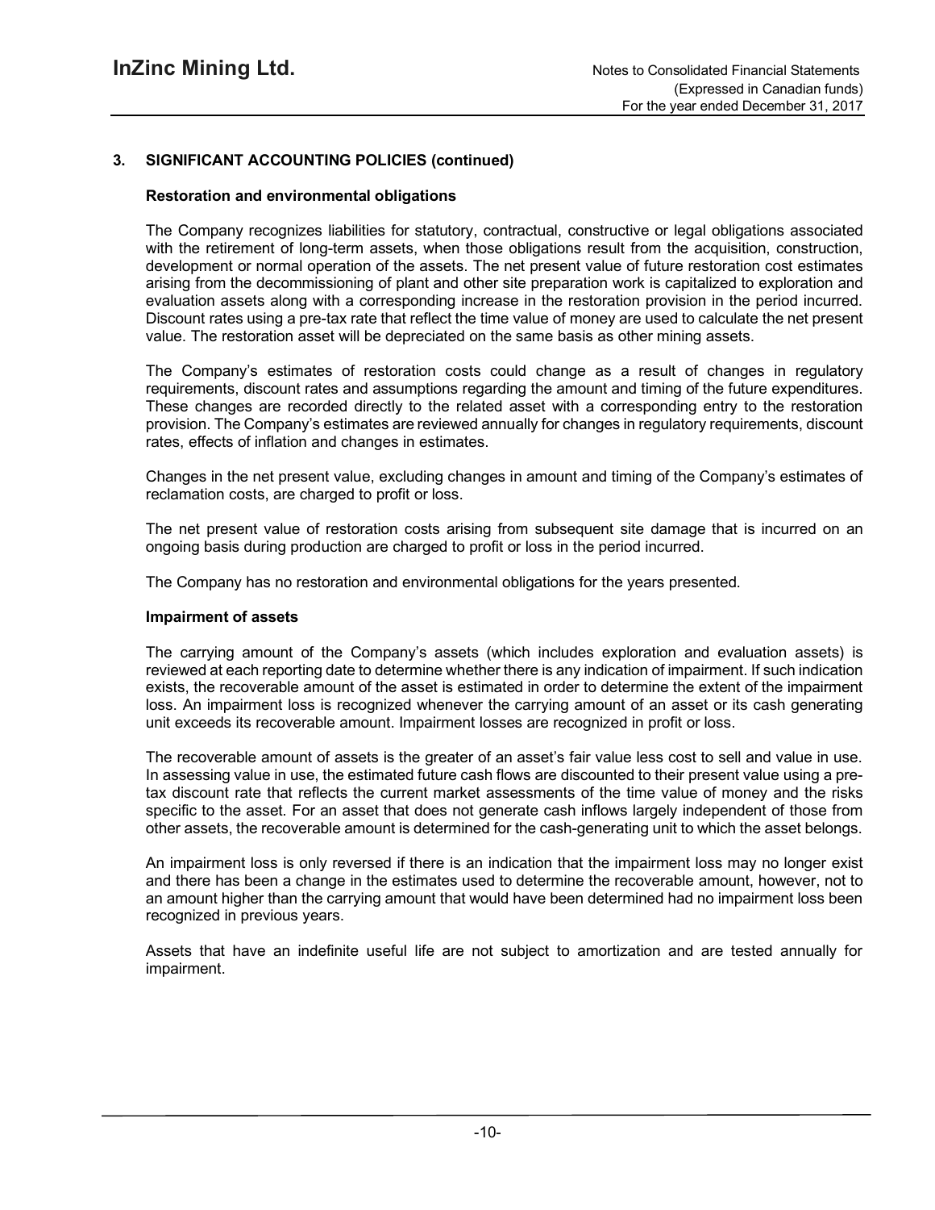## 3. SIGNIFICANT ACCOUNTING POLICIES (continued)

### Restoration and environmental obligations

The Company recognizes liabilities for statutory, contractual, constructive or legal obligations associated with the retirement of long-term assets, when those obligations result from the acquisition, construction, development or normal operation of the assets. The net present value of future restoration cost estimates arising from the decommissioning of plant and other site preparation work is capitalized to exploration and evaluation assets along with a corresponding increase in the restoration provision in the period incurred. Discount rates using a pre-tax rate that reflect the time value of money are used to calculate the net present value. The restoration asset will be depreciated on the same basis as other mining assets.

The Company's estimates of restoration costs could change as a result of changes in regulatory requirements, discount rates and assumptions regarding the amount and timing of the future expenditures. These changes are recorded directly to the related asset with a corresponding entry to the restoration provision. The Company's estimates are reviewed annually for changes in regulatory requirements, discount rates, effects of inflation and changes in estimates.

Changes in the net present value, excluding changes in amount and timing of the Company's estimates of reclamation costs, are charged to profit or loss.

The net present value of restoration costs arising from subsequent site damage that is incurred on an ongoing basis during production are charged to profit or loss in the period incurred.

The Company has no restoration and environmental obligations for the years presented.

### Impairment of assets

The carrying amount of the Company's assets (which includes exploration and evaluation assets) is reviewed at each reporting date to determine whether there is any indication of impairment. If such indication exists, the recoverable amount of the asset is estimated in order to determine the extent of the impairment loss. An impairment loss is recognized whenever the carrying amount of an asset or its cash generating unit exceeds its recoverable amount. Impairment losses are recognized in profit or loss.

The recoverable amount of assets is the greater of an asset's fair value less cost to sell and value in use. In assessing value in use, the estimated future cash flows are discounted to their present value using a pre-tax discount rate that reflects the current market assessments of the time value of money and the risks specific to the asset. For an asset that does not generate cash inflows largely independent of those from other assets, the recoverable amount is determined for the cash-generating unit to which the asset belongs.

An impairment loss is only reversed if there is an indication that the impairment loss may no longer exist and there has been a change in the estimates used to determine the recoverable amount, however, not to an amount higher than the carrying amount that would have been determined had no impairment loss been recognized in previous years.

Assets that have an indefinite useful life are not subject to amortization and are tested annually for impairment.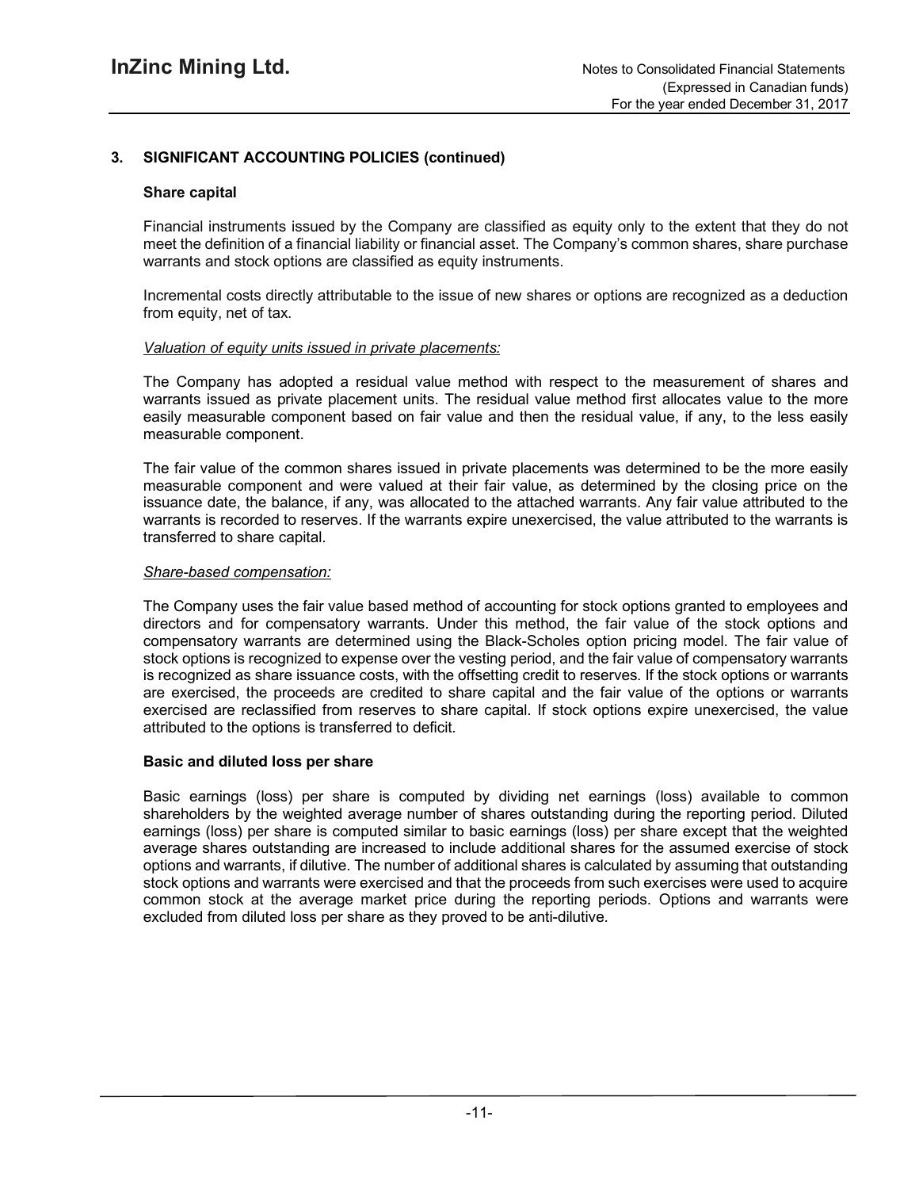## 3. SIGNIFICANT ACCOUNTING POLICIES (continued)

### Share capital

Financial instruments issued by the Company are classified as equity only to the extent that they do not meet the definition of a financial liability or financial asset. The Company's common shares, share purchase warrants and stock options are classified as equity instruments.

Incremental costs directly attributable to the issue of new shares or options are recognized as a deduction from equity, net of tax.

*Valuation of equity units issued in private placements:*

The Company has adopted a residual value method with respect to the measurement of shares and warrants issued as private placement units. The residual value method first allocates value to the more easily measurable component based on fair value and then the residual value, if any, to the less easily measurable component.

The fair value of the common shares issued in private placements was determined to be the more easily measurable component and were valued at their fair value, as determined by the closing price on the issuance date, the balance, if any, was allocated to the attached warrants. Any fair value attributed to the warrants is recorded to reserves. If the warrants expire unexercised, the value attributed to the warrants is transferred to share capital.

*Share-based compensation:*

The Company uses the fair value based method of accounting for stock options granted to employees and directors and for compensatory warrants. Under this method, the fair value of the stock options and compensatory warrants are determined using the Black-Scholes option pricing model. The fair value of stock options is recognized to expense over the vesting period, and the fair value of compensatory warrants is recognized as share issuance costs, with the offsetting credit to reserves. If the stock options or warrants are exercised, the proceeds are credited to share capital and the fair value of the options or warrants exercised are reclassified from reserves to share capital. If stock options expire unexercised, the value attributed to the options is transferred to deficit.

### Basic and diluted loss per share

Basic earnings (loss) per share is computed by dividing net earnings (loss) available to common shareholders by the weighted average number of shares outstanding during the reporting period. Diluted earnings (loss) per share is computed similar to basic earnings (loss) per share except that the weighted average shares outstanding are increased to include additional shares for the assumed exercise of stock options and warrants, if dilutive. The number of additional shares is calculated by assuming that outstanding stock options and warrants were exercised and that the proceeds from such exercises were used to acquire common stock at the average market price during the reporting periods. Options and warrants were excluded from diluted loss per share as they proved to be anti-dilutive.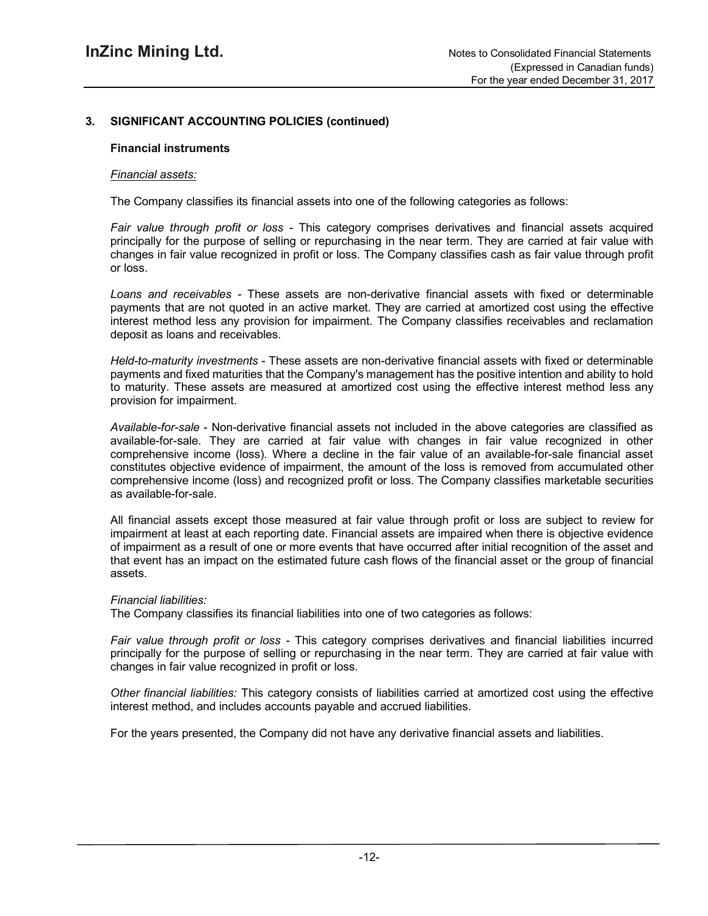## 3. SIGNIFICANT ACCOUNTING POLICIES (continued)

### Financial instruments

*Financial assets:*

The Company classifies its financial assets into one of the following categories as follows:

*Fair value through profit or loss* - This category comprises derivatives and financial assets acquired principally for the purpose of selling or repurchasing in the near term. They are carried at fair value with changes in fair value recognized in profit or loss. The Company classifies cash as fair value through profit or loss.

*Loans and receivables* - These assets are non-derivative financial assets with fixed or determinable payments that are not quoted in an active market. They are carried at amortized cost using the effective interest method less any provision for impairment. The Company classifies receivables and reclamation deposit as loans and receivables.

*Held-to-maturity investments* - These assets are non-derivative financial assets with fixed or determinable payments and fixed maturities that the Company's management has the positive intention and ability to hold to maturity. These assets are measured at amortized cost using the effective interest method less any provision for impairment.

*Available-for-sale* - Non-derivative financial assets not included in the above categories are classified as available-for-sale. They are carried at fair value with changes in fair value recognized in other comprehensive income (loss). Where a decline in the fair value of an available-for-sale financial asset constitutes objective evidence of impairment, the amount of the loss is removed from accumulated other comprehensive income (loss) and recognized profit or loss. The Company classifies marketable securities as available-for-sale.

All financial assets except those measured at fair value through profit or loss are subject to review for impairment at least at each reporting date. Financial assets are impaired when there is objective evidence of impairment as a result of one or more events that have occurred after initial recognition of the asset and that event has an impact on the estimated future cash flows of the financial asset or the group of financial assets.

*Financial liabilities:*

The Company classifies its financial liabilities into one of two categories as follows:

*Fair value through profit or loss* - This category comprises derivatives and financial liabilities incurred principally for the purpose of selling or repurchasing in the near term. They are carried at fair value with changes in fair value recognized in profit or loss.

*Other financial liabilities:* This category consists of liabilities carried at amortized cost using the effective interest method, and includes accounts payable and accrued liabilities.

For the years presented, the Company did not have any derivative financial assets and liabilities.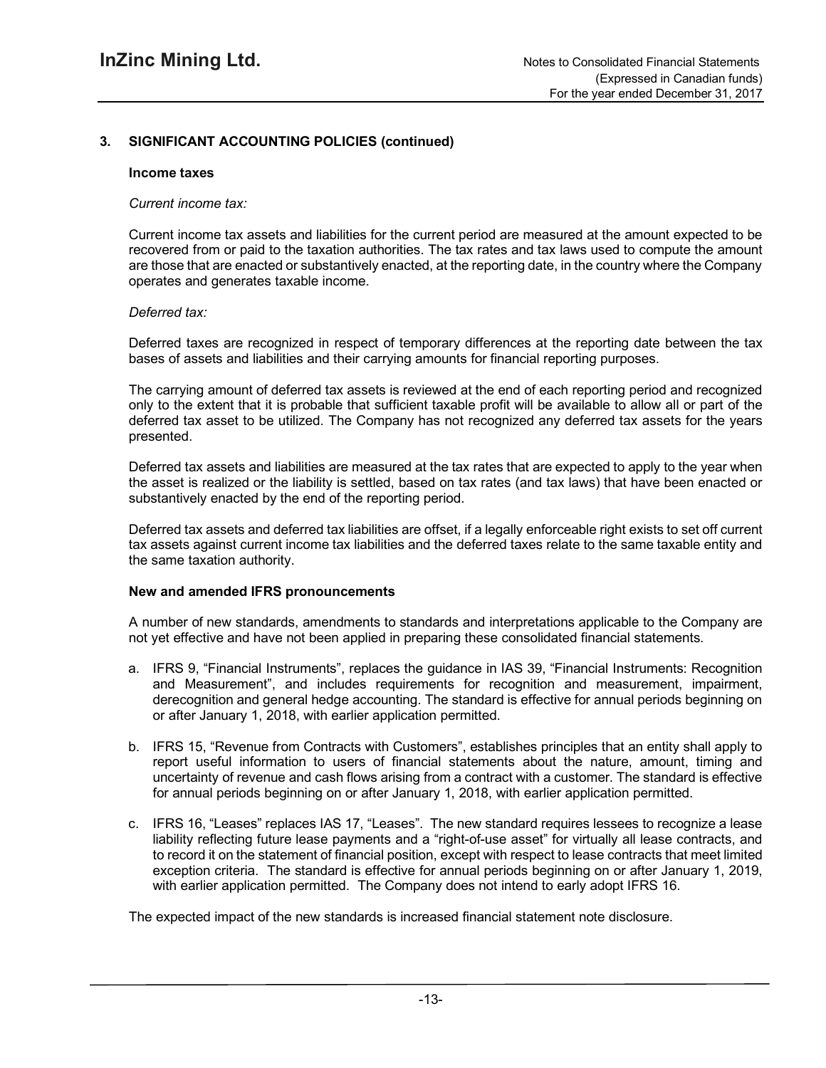## 3. SIGNIFICANT ACCOUNTING POLICIES (continued)

### Income taxes

*Current income tax:*

Current income tax assets and liabilities for the current period are measured at the amount expected to be recovered from or paid to the taxation authorities. The tax rates and tax laws used to compute the amount are those that are enacted or substantively enacted, at the reporting date, in the country where the Company operates and generates taxable income.

*Deferred tax:*

Deferred taxes are recognized in respect of temporary differences at the reporting date between the tax bases of assets and liabilities and their carrying amounts for financial reporting purposes.

The carrying amount of deferred tax assets is reviewed at the end of each reporting period and recognized only to the extent that it is probable that sufficient taxable profit will be available to allow all or part of the deferred tax asset to be utilized. The Company has not recognized any deferred tax assets for the years presented.

Deferred tax assets and liabilities are measured at the tax rates that are expected to apply to the year when the asset is realized or the liability is settled, based on tax rates (and tax laws) that have been enacted or substantively enacted by the end of the reporting period.

Deferred tax assets and deferred tax liabilities are offset, if a legally enforceable right exists to set off current tax assets against current income tax liabilities and the deferred taxes relate to the same taxable entity and the same taxation authority.

### New and amended IFRS pronouncements

A number of new standards, amendments to standards and interpretations applicable to the Company are not yet effective and have not been applied in preparing these consolidated financial statements.

a. IFRS 9, "Financial Instruments", replaces the guidance in IAS 39, "Financial Instruments: Recognition and Measurement", and includes requirements for recognition and measurement, impairment, derecognition and general hedge accounting. The standard is effective for annual periods beginning on or after January 1, 2018, with earlier application permitted.

b. IFRS 15, "Revenue from Contracts with Customers", establishes principles that an entity shall apply to report useful information to users of financial statements about the nature, amount, timing and uncertainty of revenue and cash flows arising from a contract with a customer. The standard is effective for annual periods beginning on or after January 1, 2018, with earlier application permitted.

c. IFRS 16, "Leases" replaces IAS 17, "Leases". The new standard requires lessees to recognize a lease liability reflecting future lease payments and a "right-of-use asset" for virtually all lease contracts, and to record it on the statement of financial position, except with respect to lease contracts that meet limited exception criteria. The standard is effective for annual periods beginning on or after January 1, 2019, with earlier application permitted. The Company does not intend to early adopt IFRS 16.

The expected impact of the new standards is increased financial statement note disclosure.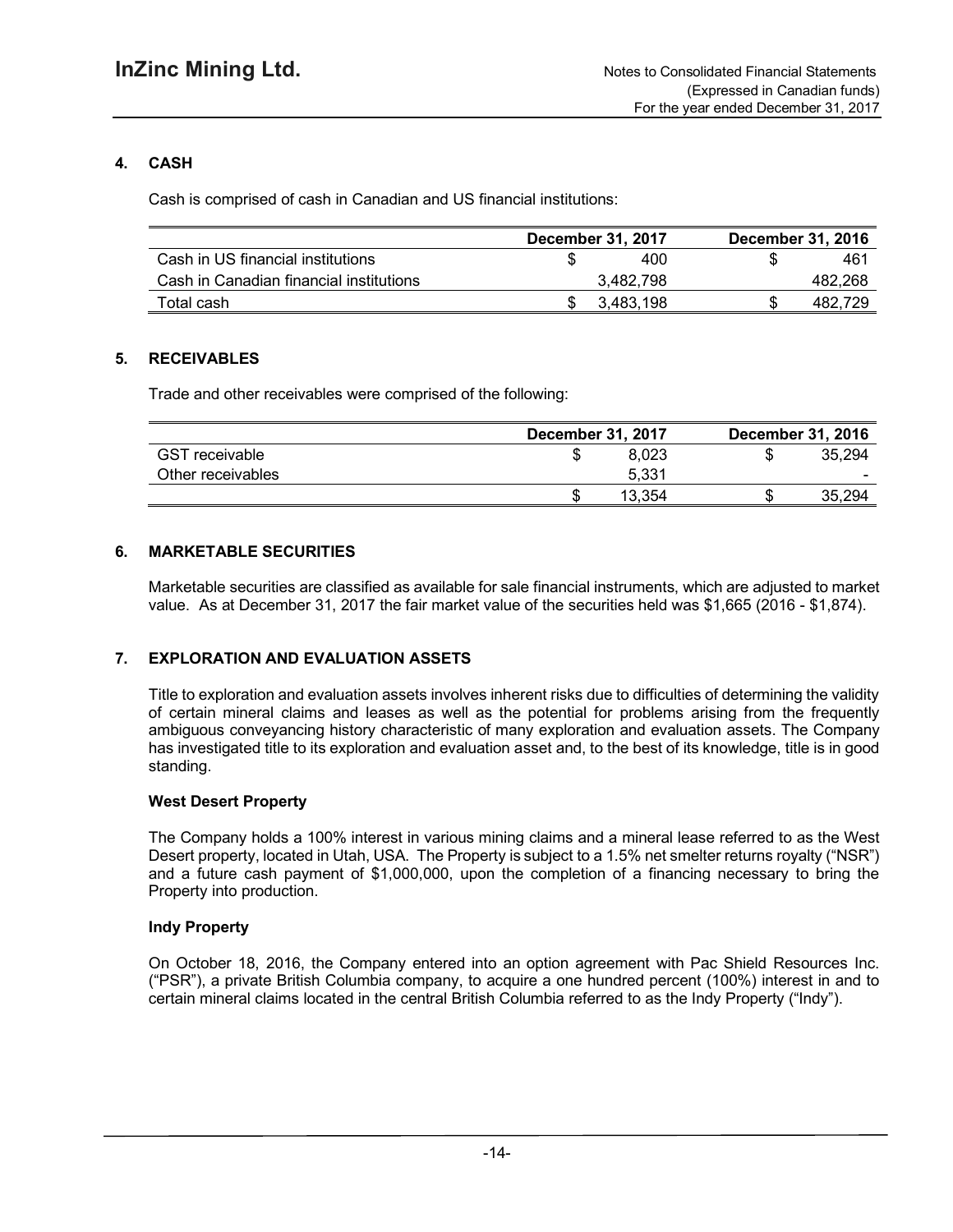## 4. CASH

Cash is comprised of cash in Canadian and US financial institutions:

| | December 31, 2017 | December 31, 2016 |
|---|---|---|
| Cash in US financial institutions | $ 400 | $ 461 |
| Cash in Canadian financial institutions | 3,482,798 | 482,268 |
| Total cash | $ 3,483,198 | $ 482,729 |

## 5. RECEIVABLES

Trade and other receivables were comprised of the following:

| | December 31, 2017 | December 31, 2016 |
|---|---|---|
| GST receivable | $ 8,023 | $ 35,294 |
| Other receivables | 5,331 | - |
| | $ 13,354 | $ 35,294 |

## 6. MARKETABLE SECURITIES

Marketable securities are classified as available for sale financial instruments, which are adjusted to market value. As at December 31, 2017 the fair market value of the securities held was $1,665 (2016 - $1,874).

## 7. EXPLORATION AND EVALUATION ASSETS

Title to exploration and evaluation assets involves inherent risks due to difficulties of determining the validity of certain mineral claims and leases as well as the potential for problems arising from the frequently ambiguous conveyancing history characteristic of many exploration and evaluation assets. The Company has investigated title to its exploration and evaluation asset and, to the best of its knowledge, title is in good standing.

**West Desert Property**

The Company holds a 100% interest in various mining claims and a mineral lease referred to as the West Desert property, located in Utah, USA. The Property is subject to a 1.5% net smelter returns royalty ("NSR") and a future cash payment of $1,000,000, upon the completion of a financing necessary to bring the Property into production.

**Indy Property**

On October 18, 2016, the Company entered into an option agreement with Pac Shield Resources Inc. ("PSR"), a private British Columbia company, to acquire a one hundred percent (100%) interest in and to certain mineral claims located in the central British Columbia referred to as the Indy Property ("Indy").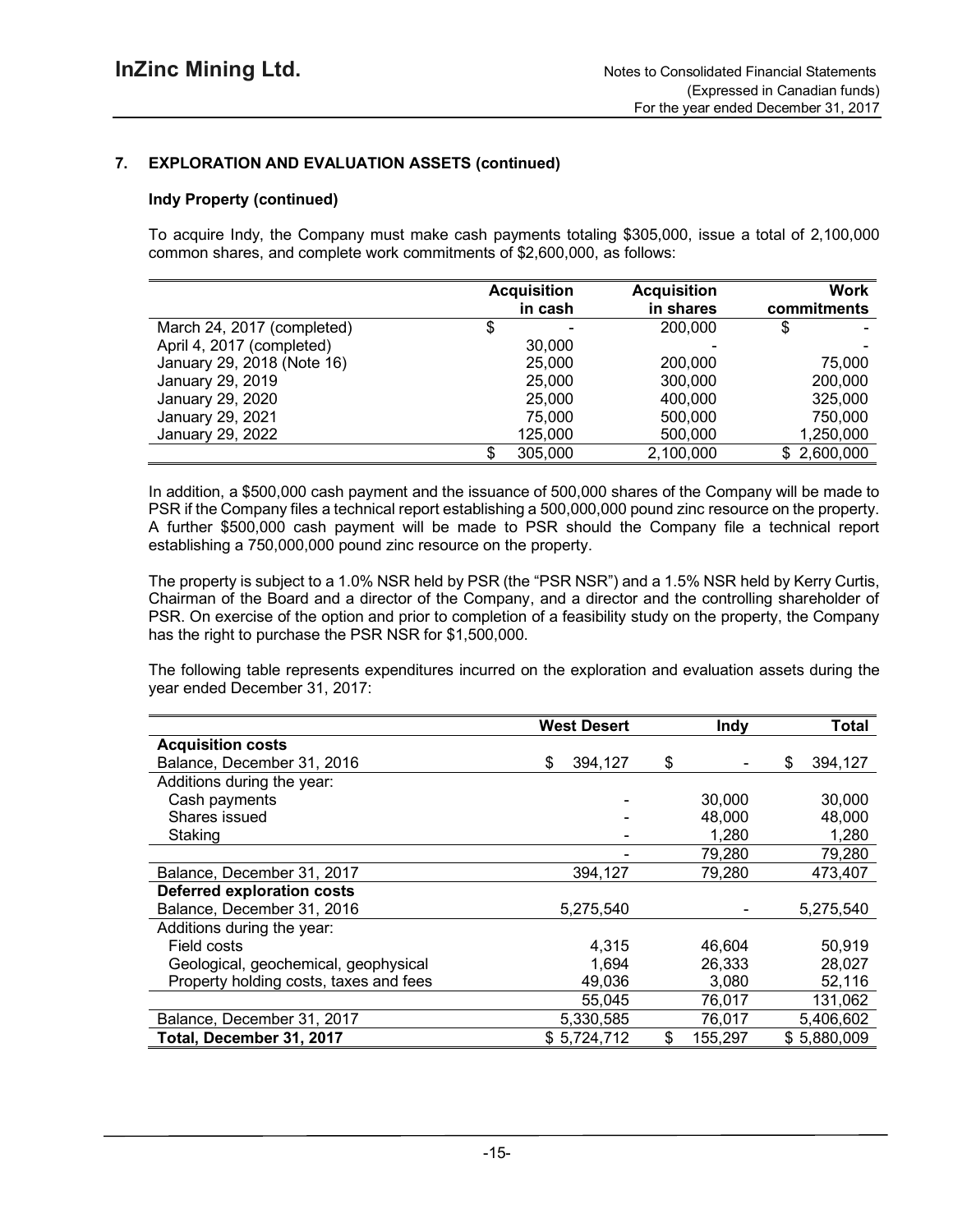## 7. EXPLORATION AND EVALUATION ASSETS (continued)

### Indy Property (continued)

To acquire Indy, the Company must make cash payments totaling $305,000, issue a total of 2,100,000 common shares, and complete work commitments of $2,600,000, as follows:

| | Acquisition in cash | Acquisition in shares | Work commitments |
|---|---|---|---|
| March 24, 2017 (completed) | $ - | 200,000 | $ - |
| April 4, 2017 (completed) | 30,000 | - | - |
| January 29, 2018 (Note 16) | 25,000 | 200,000 | 75,000 |
| January 29, 2019 | 25,000 | 300,000 | 200,000 |
| January 29, 2020 | 25,000 | 400,000 | 325,000 |
| January 29, 2021 | 75,000 | 500,000 | 750,000 |
| January 29, 2022 | 125,000 | 500,000 | 1,250,000 |
| | $ 305,000 | 2,100,000 | $ 2,600,000 |

In addition, a $500,000 cash payment and the issuance of 500,000 shares of the Company will be made to PSR if the Company files a technical report establishing a 500,000,000 pound zinc resource on the property. A further $500,000 cash payment will be made to PSR should the Company file a technical report establishing a 750,000,000 pound zinc resource on the property.

The property is subject to a 1.0% NSR held by PSR (the "PSR NSR") and a 1.5% NSR held by Kerry Curtis, Chairman of the Board and a director of the Company, and a director and the controlling shareholder of PSR. On exercise of the option and prior to completion of a feasibility study on the property, the Company has the right to purchase the PSR NSR for $1,500,000.

The following table represents expenditures incurred on the exploration and evaluation assets during the year ended December 31, 2017:

| | West Desert | Indy | Total |
|---|---|---|---|
| **Acquisition costs** | | | |
| Balance, December 31, 2016 | $ 394,127 | $ - | $ 394,127 |
| Additions during the year: | | | |
| Cash payments | - | 30,000 | 30,000 |
| Shares issued | - | 48,000 | 48,000 |
| Staking | - | 1,280 | 1,280 |
| | - | 79,280 | 79,280 |
| Balance, December 31, 2017 | 394,127 | 79,280 | 473,407 |
| **Deferred exploration costs** | | | |
| Balance, December 31, 2016 | 5,275,540 | - | 5,275,540 |
| Additions during the year: | | | |
| Field costs | 4,315 | 46,604 | 50,919 |
| Geological, geochemical, geophysical | 1,694 | 26,333 | 28,027 |
| Property holding costs, taxes and fees | 49,036 | 3,080 | 52,116 |
| | 55,045 | 76,017 | 131,062 |
| Balance, December 31, 2017 | 5,330,585 | 76,017 | 5,406,602 |
| **Total, December 31, 2017** | $ 5,724,712 | $ 155,297 | $ 5,880,009 |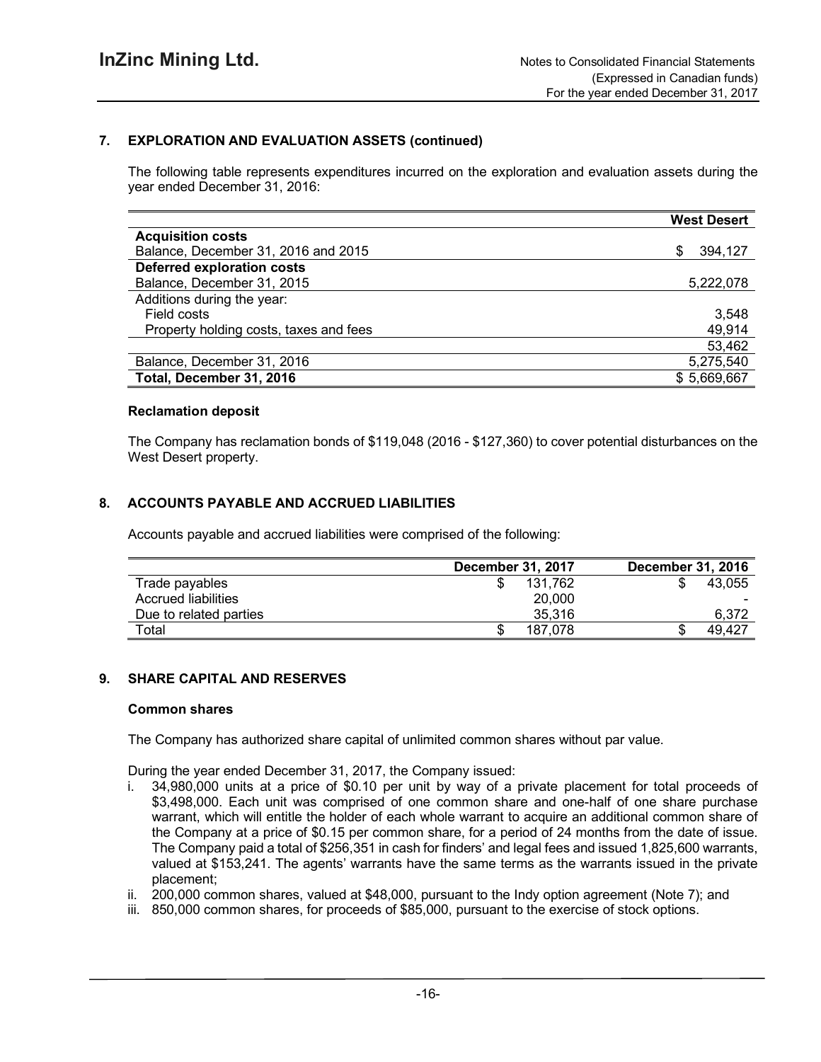## 7. EXPLORATION AND EVALUATION ASSETS (continued)

The following table represents expenditures incurred on the exploration and evaluation assets during the year ended December 31, 2016:

| | West Desert |
|---|---|
| **Acquisition costs** | |
| Balance, December 31, 2016 and 2015 | $ 394,127 |
| **Deferred exploration costs** | |
| Balance, December 31, 2015 | 5,222,078 |
| Additions during the year: | |
| Field costs | 3,548 |
| Property holding costs, taxes and fees | 49,914 |
| | 53,462 |
| Balance, December 31, 2016 | 5,275,540 |
| **Total, December 31, 2016** | **$ 5,669,667** |

### Reclamation deposit

The Company has reclamation bonds of $119,048 (2016 - $127,360) to cover potential disturbances on the West Desert property.

## 8. ACCOUNTS PAYABLE AND ACCRUED LIABILITIES

Accounts payable and accrued liabilities were comprised of the following:

| | December 31, 2017 | December 31, 2016 |
|---|---|---|
| Trade payables | $ 131,762 | $ 43,055 |
| Accrued liabilities | 20,000 | - |
| Due to related parties | 35,316 | 6,372 |
| Total | $ 187,078 | $ 49,427 |

## 9. SHARE CAPITAL AND RESERVES

### Common shares

The Company has authorized share capital of unlimited common shares without par value.

During the year ended December 31, 2017, the Company issued:

i. 34,980,000 units at a price of $0.10 per unit by way of a private placement for total proceeds of $3,498,000. Each unit was comprised of one common share and one-half of one share purchase warrant, which will entitle the holder of each whole warrant to acquire an additional common share of the Company at a price of $0.15 per common share, for a period of 24 months from the date of issue. The Company paid a total of $256,351 in cash for finders' and legal fees and issued 1,825,600 warrants, valued at $153,241. The agents' warrants have the same terms as the warrants issued in the private placement;
ii. 200,000 common shares, valued at $48,000, pursuant to the Indy option agreement (Note 7); and
iii. 850,000 common shares, for proceeds of $85,000, pursuant to the exercise of stock options.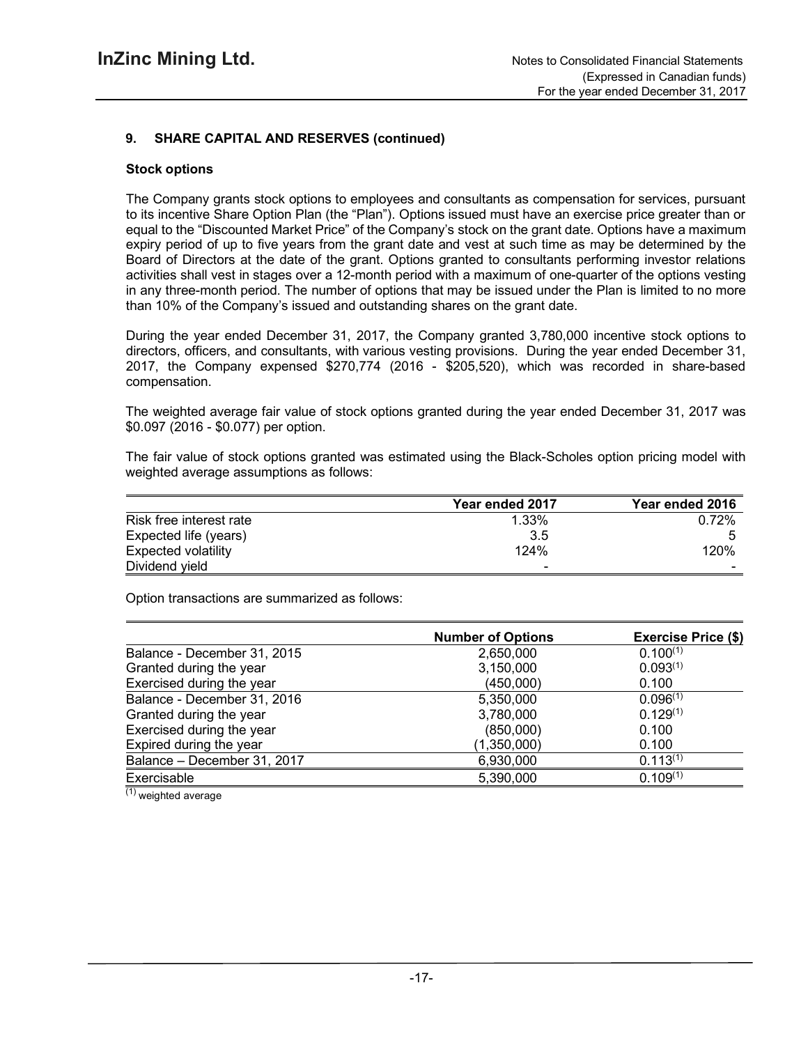## 9. SHARE CAPITAL AND RESERVES (continued)

### Stock options

The Company grants stock options to employees and consultants as compensation for services, pursuant to its incentive Share Option Plan (the "Plan"). Options issued must have an exercise price greater than or equal to the "Discounted Market Price" of the Company's stock on the grant date. Options have a maximum expiry period of up to five years from the grant date and vest at such time as may be determined by the Board of Directors at the date of the grant. Options granted to consultants performing investor relations activities shall vest in stages over a 12-month period with a maximum of one-quarter of the options vesting in any three-month period. The number of options that may be issued under the Plan is limited to no more than 10% of the Company's issued and outstanding shares on the grant date.

During the year ended December 31, 2017, the Company granted 3,780,000 incentive stock options to directors, officers, and consultants, with various vesting provisions. During the year ended December 31, 2017, the Company expensed $270,774 (2016 - $205,520), which was recorded in share-based compensation.

The weighted average fair value of stock options granted during the year ended December 31, 2017 was $0.097 (2016 - $0.077) per option.

The fair value of stock options granted was estimated using the Black-Scholes option pricing model with weighted average assumptions as follows:

| | Year ended 2017 | Year ended 2016 |
|---|---|---|
| Risk free interest rate | 1.33% | 0.72% |
| Expected life (years) | 3.5 | 5 |
| Expected volatility | 124% | 120% |
| Dividend yield | - | - |

Option transactions are summarized as follows:

| | Number of Options | Exercise Price ($) |
|---|---|---|
| Balance - December 31, 2015 | 2,650,000 | 0.100[(1)] |
| Granted during the year | 3,150,000 | 0.093[(1)] |
| Exercised during the year | (450,000) | 0.100 |
| Balance - December 31, 2016 | 5,350,000 | 0.096[(1)] |
| Granted during the year | 3,780,000 | 0.129[(1)] |
| Exercised during the year | (850,000) | 0.100 |
| Expired during the year | (1,350,000) | 0.100 |
| Balance – December 31, 2017 | 6,930,000 | 0.113[(1)] |
| Exercisable | 5,390,000 | 0.109[(1)] |

[(1)] weighted average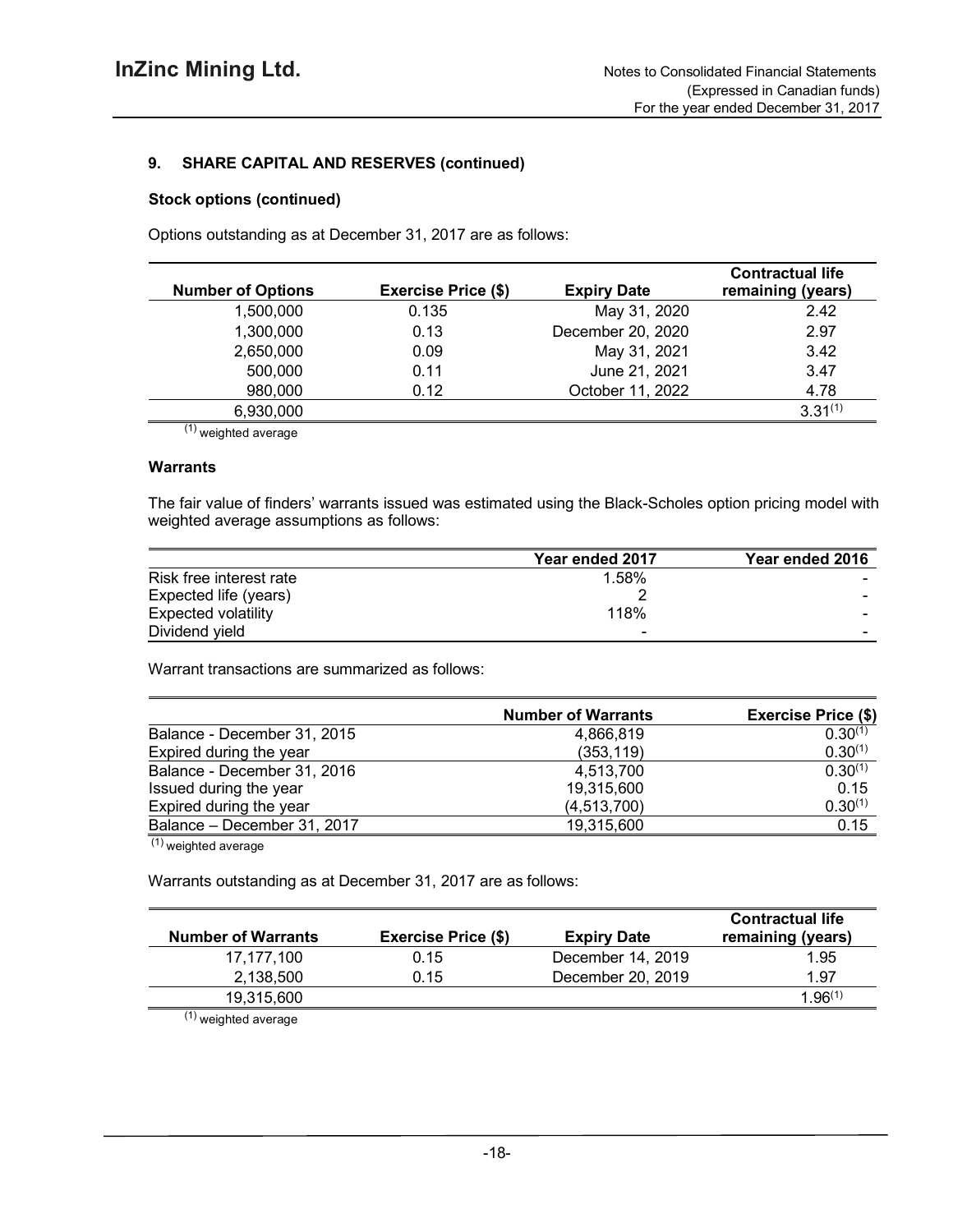### 9. SHARE CAPITAL AND RESERVES (continued)

#### Stock options (continued)

Options outstanding as at December 31, 2017 are as follows:

| Number of Options | Exercise Price ($) | Expiry Date | Contractual life remaining (years) |
|---|---|---|---|
| 1,500,000 | 0.135 | May 31, 2020 | 2.42 |
| 1,300,000 | 0.13 | December 20, 2020 | 2.97 |
| 2,650,000 | 0.09 | May 31, 2021 | 3.42 |
| 500,000 | 0.11 | June 21, 2021 | 3.47 |
| 980,000 | 0.12 | October 11, 2022 | 4.78 |
| 6,930,000 | | | 3.31(1) |

(1) weighted average

#### Warrants

The fair value of finders' warrants issued was estimated using the Black-Scholes option pricing model with weighted average assumptions as follows:

| | Year ended 2017 | Year ended 2016 |
|---|---|---|
| Risk free interest rate | 1.58% | - |
| Expected life (years) | 2 | - |
| Expected volatility | 118% | - |
| Dividend yield | - | - |

Warrant transactions are summarized as follows:

| | Number of Warrants | Exercise Price ($) |
|---|---|---|
| Balance - December 31, 2015 | 4,866,819 | 0.30(1) |
| Expired during the year | (353,119) | 0.30(1) |
| Balance - December 31, 2016 | 4,513,700 | 0.30(1) |
| Issued during the year | 19,315,600 | 0.15 |
| Expired during the year | (4,513,700) | 0.30(1) |
| Balance – December 31, 2017 | 19,315,600 | 0.15 |

(1) weighted average

Warrants outstanding as at December 31, 2017 are as follows:

| Number of Warrants | Exercise Price ($) | Expiry Date | Contractual life remaining (years) |
|---|---|---|---|
| 17,177,100 | 0.15 | December 14, 2019 | 1.95 |
| 2,138,500 | 0.15 | December 20, 2019 | 1.97 |
| 19,315,600 | | | 1.96(1) |

(1) weighted average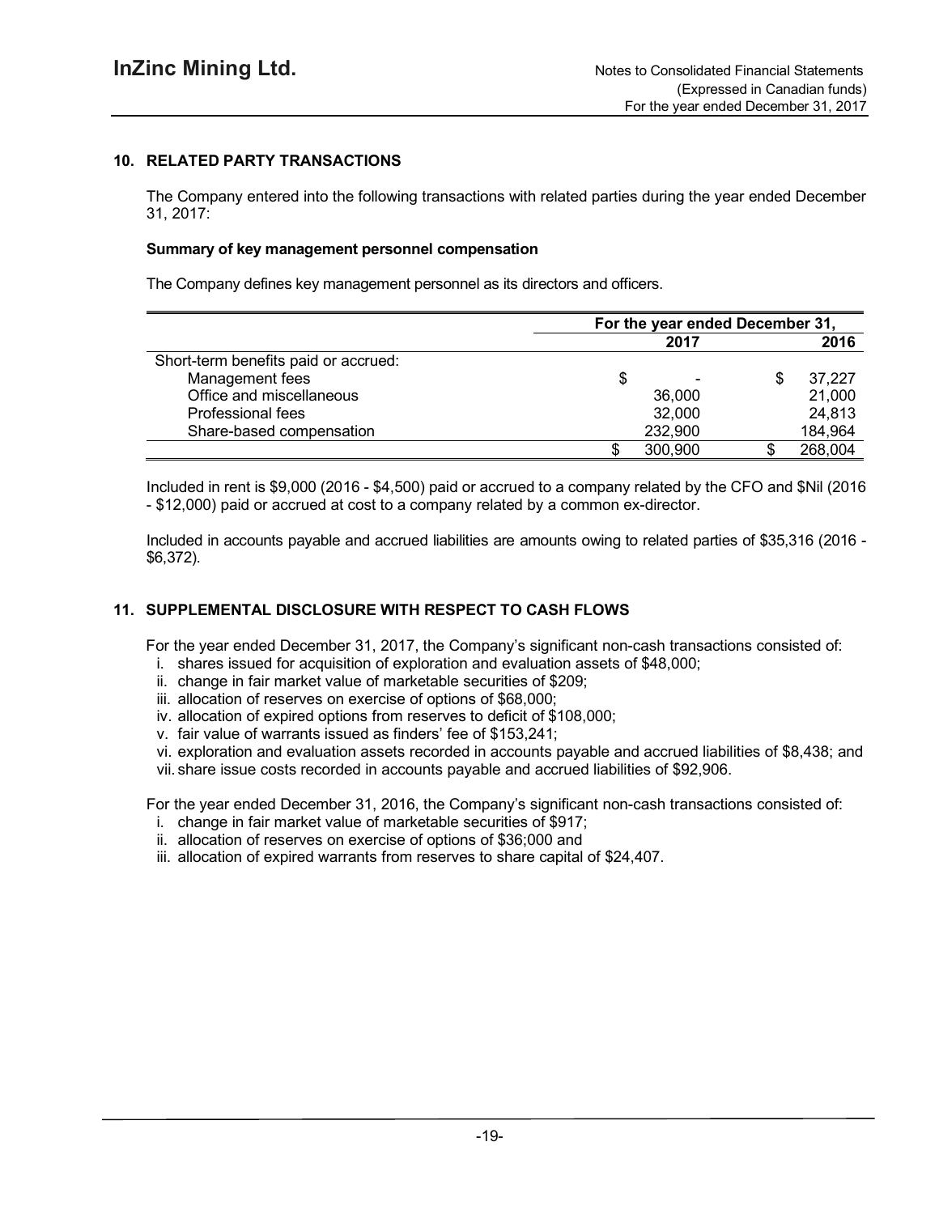## 10. RELATED PARTY TRANSACTIONS

The Company entered into the following transactions with related parties during the year ended December 31, 2017:

### Summary of key management personnel compensation

The Company defines key management personnel as its directors and officers.

| | For the year ended December 31, | |
|---|---|---|
| | 2017 | 2016 |
| Short-term benefits paid or accrued: | | |
| Management fees | $ - | $ 37,227 |
| Office and miscellaneous | 36,000 | 21,000 |
| Professional fees | 32,000 | 24,813 |
| Share-based compensation | 232,900 | 184,964 |
| | $ 300,900 | $ 268,004 |

Included in rent is $9,000 (2016 - $4,500) paid or accrued to a company related by the CFO and $Nil (2016 - $12,000) paid or accrued at cost to a company related by a common ex-director.

Included in accounts payable and accrued liabilities are amounts owing to related parties of $35,316 (2016 - $6,372).

## 11. SUPPLEMENTAL DISCLOSURE WITH RESPECT TO CASH FLOWS

For the year ended December 31, 2017, the Company's significant non-cash transactions consisted of:

i. shares issued for acquisition of exploration and evaluation assets of $48,000;
ii. change in fair market value of marketable securities of $209;
iii. allocation of reserves on exercise of options of $68,000;
iv. allocation of expired options from reserves to deficit of $108,000;
v. fair value of warrants issued as finders' fee of $153,241;
vi. exploration and evaluation assets recorded in accounts payable and accrued liabilities of $8,438; and
vii. share issue costs recorded in accounts payable and accrued liabilities of $92,906.

For the year ended December 31, 2016, the Company's significant non-cash transactions consisted of:

i. change in fair market value of marketable securities of $917;
ii. allocation of reserves on exercise of options of $36;000 and
iii. allocation of expired warrants from reserves to share capital of $24,407.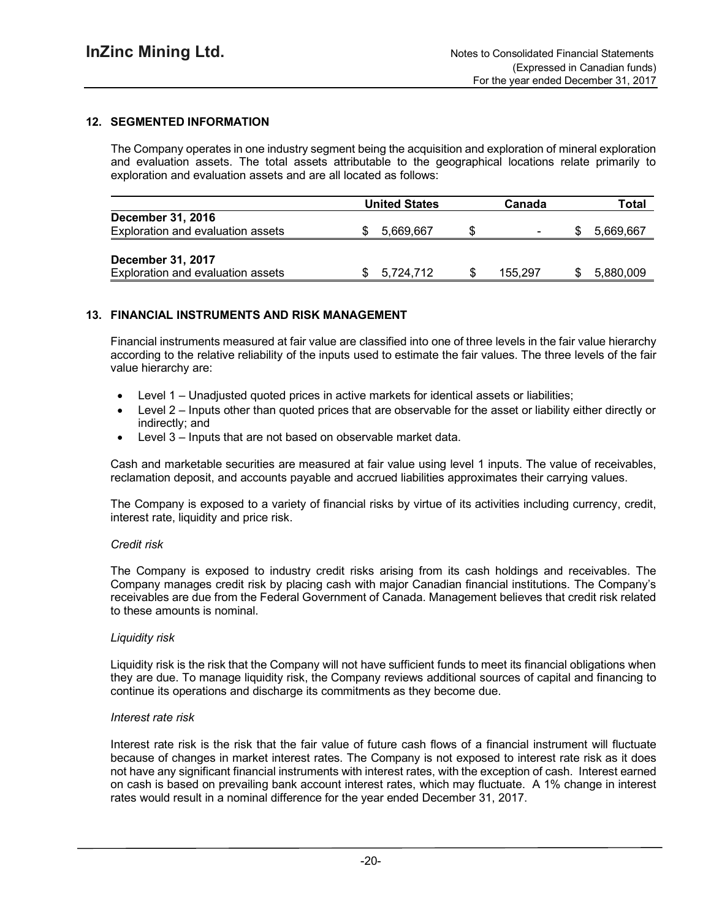## 12. SEGMENTED INFORMATION

The Company operates in one industry segment being the acquisition and exploration of mineral exploration and evaluation assets. The total assets attributable to the geographical locations relate primarily to exploration and evaluation assets and are all located as follows:

| | United States | Canada | Total |
|---|---|---|---|
| **December 31, 2016** | | | |
| Exploration and evaluation assets | $ 5,669,667 | $ - | $ 5,669,667 |
| **December 31, 2017** | | | |
| Exploration and evaluation assets | $ 5,724,712 | $ 155,297 | $ 5,880,009 |

## 13. FINANCIAL INSTRUMENTS AND RISK MANAGEMENT

Financial instruments measured at fair value are classified into one of three levels in the fair value hierarchy according to the relative reliability of the inputs used to estimate the fair values. The three levels of the fair value hierarchy are:

- Level 1 – Unadjusted quoted prices in active markets for identical assets or liabilities;
- Level 2 – Inputs other than quoted prices that are observable for the asset or liability either directly or indirectly; and
- Level 3 – Inputs that are not based on observable market data.

Cash and marketable securities are measured at fair value using level 1 inputs. The value of receivables, reclamation deposit, and accounts payable and accrued liabilities approximates their carrying values.

The Company is exposed to a variety of financial risks by virtue of its activities including currency, credit, interest rate, liquidity and price risk.

*Credit risk*

The Company is exposed to industry credit risks arising from its cash holdings and receivables. The Company manages credit risk by placing cash with major Canadian financial institutions. The Company's receivables are due from the Federal Government of Canada. Management believes that credit risk related to these amounts is nominal.

*Liquidity risk*

Liquidity risk is the risk that the Company will not have sufficient funds to meet its financial obligations when they are due. To manage liquidity risk, the Company reviews additional sources of capital and financing to continue its operations and discharge its commitments as they become due.

*Interest rate risk*

Interest rate risk is the risk that the fair value of future cash flows of a financial instrument will fluctuate because of changes in market interest rates. The Company is not exposed to interest rate risk as it does not have any significant financial instruments with interest rates, with the exception of cash. Interest earned on cash is based on prevailing bank account interest rates, which may fluctuate. A 1% change in interest rates would result in a nominal difference for the year ended December 31, 2017.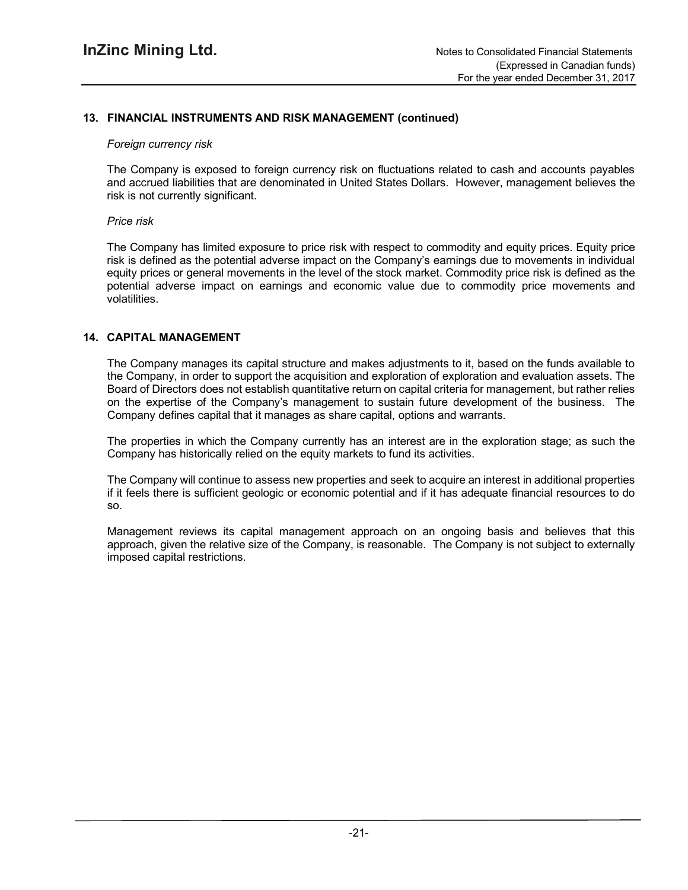## 13. FINANCIAL INSTRUMENTS AND RISK MANAGEMENT (continued)

*Foreign currency risk*

The Company is exposed to foreign currency risk on fluctuations related to cash and accounts payables and accrued liabilities that are denominated in United States Dollars. However, management believes the risk is not currently significant.

*Price risk*

The Company has limited exposure to price risk with respect to commodity and equity prices. Equity price risk is defined as the potential adverse impact on the Company's earnings due to movements in individual equity prices or general movements in the level of the stock market. Commodity price risk is defined as the potential adverse impact on earnings and economic value due to commodity price movements and volatilities.

## 14. CAPITAL MANAGEMENT

The Company manages its capital structure and makes adjustments to it, based on the funds available to the Company, in order to support the acquisition and exploration of exploration and evaluation assets. The Board of Directors does not establish quantitative return on capital criteria for management, but rather relies on the expertise of the Company's management to sustain future development of the business. The Company defines capital that it manages as share capital, options and warrants.

The properties in which the Company currently has an interest are in the exploration stage; as such the Company has historically relied on the equity markets to fund its activities.

The Company will continue to assess new properties and seek to acquire an interest in additional properties if it feels there is sufficient geologic or economic potential and if it has adequate financial resources to do so.

Management reviews its capital management approach on an ongoing basis and believes that this approach, given the relative size of the Company, is reasonable. The Company is not subject to externally imposed capital restrictions.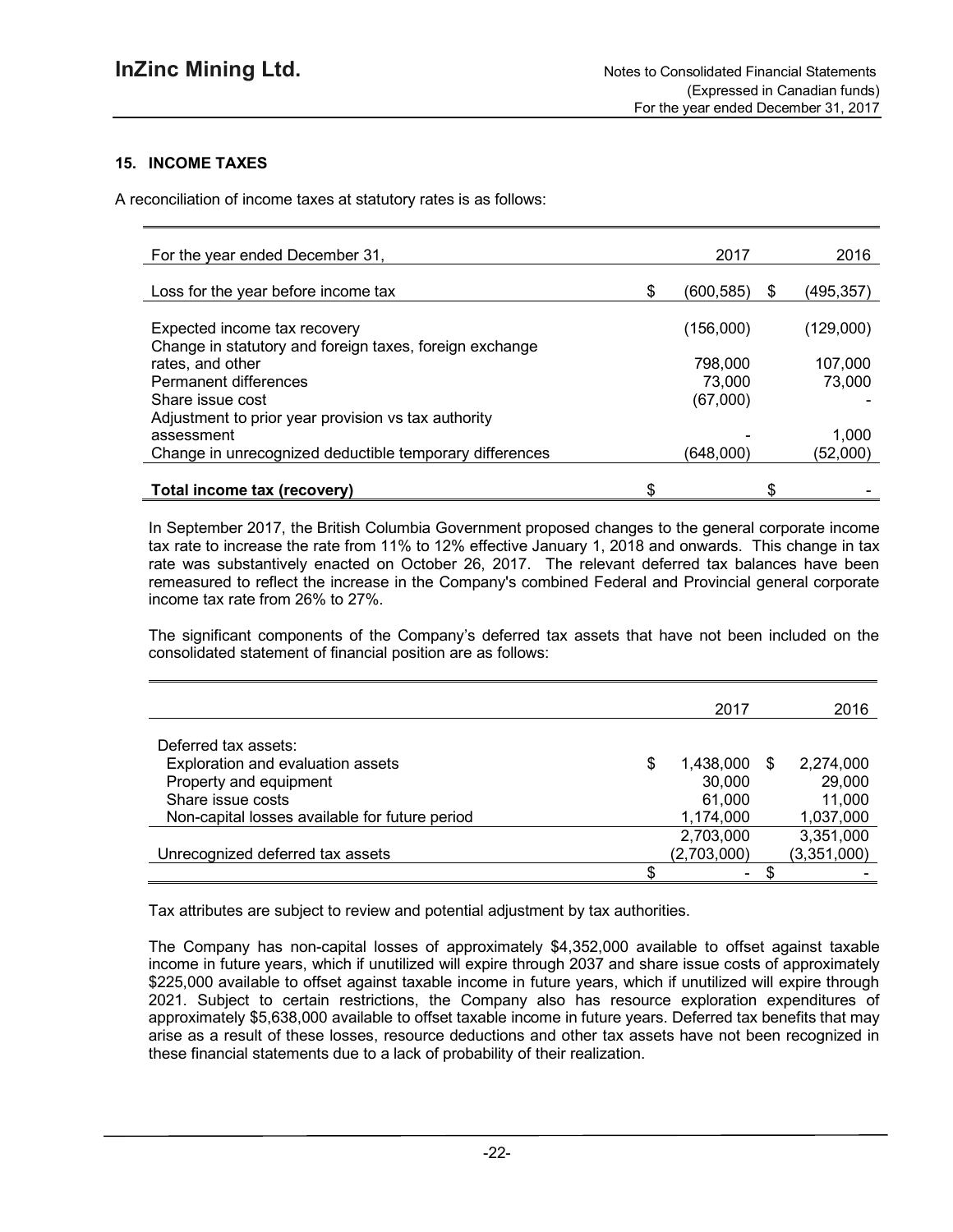## 15. INCOME TAXES

A reconciliation of income taxes at statutory rates is as follows:

| For the year ended December 31, | 2017 | 2016 |
|---|---|---|
| Loss for the year before income tax | $ (600,585) | $ (495,357) |
| Expected income tax recovery | (156,000) | (129,000) |
| Change in statutory and foreign taxes, foreign exchange rates, and other | 798,000 | 107,000 |
| Permanent differences | 73,000 | 73,000 |
| Share issue cost | (67,000) | - |
| Adjustment to prior year provision vs tax authority assessment | - | 1,000 |
| Change in unrecognized deductible temporary differences | (648,000) | (52,000) |
| **Total income tax (recovery)** | $ | $ - |

In September 2017, the British Columbia Government proposed changes to the general corporate income tax rate to increase the rate from 11% to 12% effective January 1, 2018 and onwards. This change in tax rate was substantively enacted on October 26, 2017. The relevant deferred tax balances have been remeasured to reflect the increase in the Company's combined Federal and Provincial general corporate income tax rate from 26% to 27%.

The significant components of the Company's deferred tax assets that have not been included on the consolidated statement of financial position are as follows:

| | 2017 | 2016 |
|---|---|---|
| Deferred tax assets: | | |
| Exploration and evaluation assets | $ 1,438,000 | $ 2,274,000 |
| Property and equipment | 30,000 | 29,000 |
| Share issue costs | 61,000 | 11,000 |
| Non-capital losses available for future period | 1,174,000 | 1,037,000 |
| | 2,703,000 | 3,351,000 |
| Unrecognized deferred tax assets | (2,703,000) | (3,351,000) |
| | $ - | $ - |

Tax attributes are subject to review and potential adjustment by tax authorities.

The Company has non-capital losses of approximately $4,352,000 available to offset against taxable income in future years, which if unutilized will expire through 2037 and share issue costs of approximately $225,000 available to offset against taxable income in future years, which if unutilized will expire through 2021. Subject to certain restrictions, the Company also has resource exploration expenditures of approximately $5,638,000 available to offset taxable income in future years. Deferred tax benefits that may arise as a result of these losses, resource deductions and other tax assets have not been recognized in these financial statements due to a lack of probability of their realization.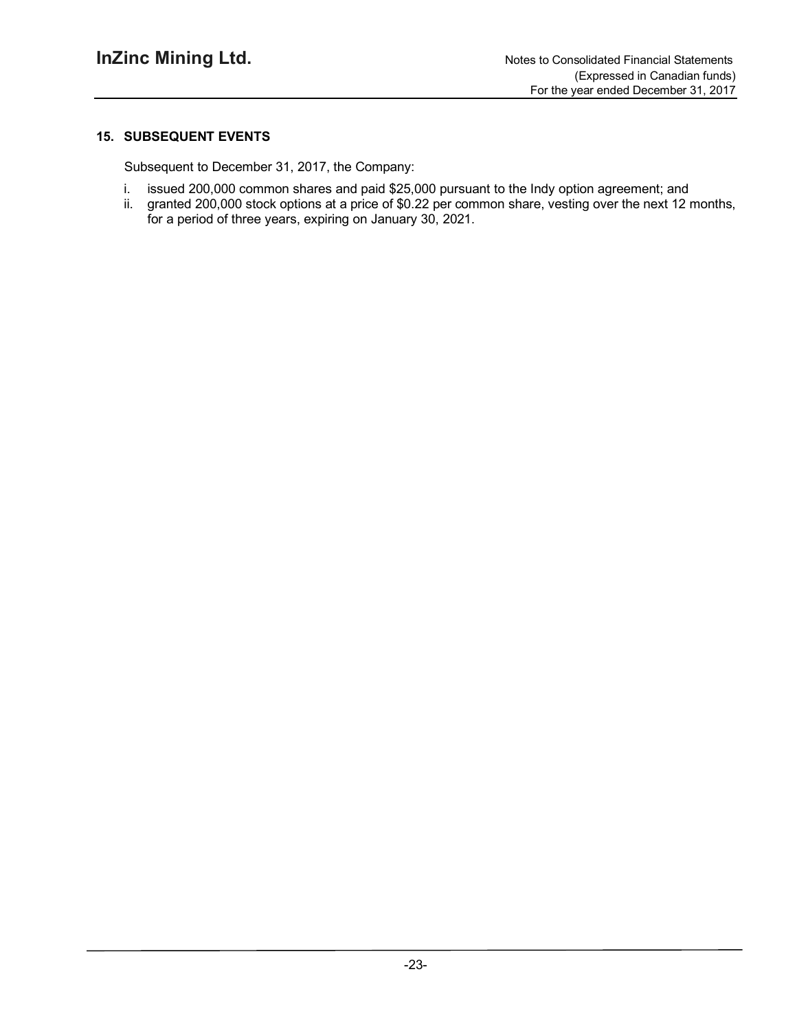## 15. SUBSEQUENT EVENTS

Subsequent to December 31, 2017, the Company:

i. issued 200,000 common shares and paid $25,000 pursuant to the Indy option agreement; and
ii. granted 200,000 stock options at a price of $0.22 per common share, vesting over the next 12 months, for a period of three years, expiring on January 30, 2021.